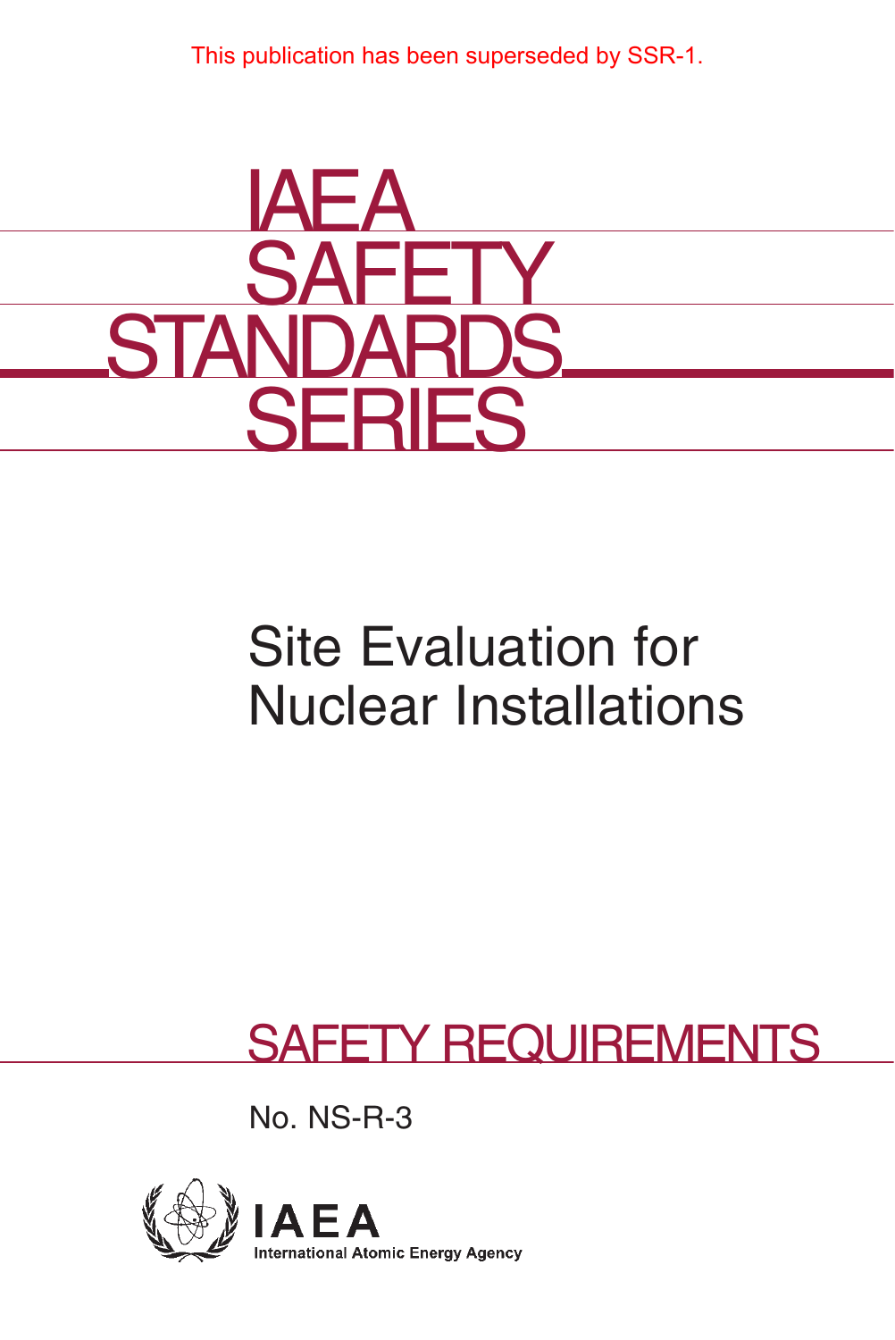This publication has been superseded by SSR-1.

# IAEA SAFETY STANDARDS SERIES

## Site Evaluation for Nuclear Installations

## SAFETY REQUIREMENTS

No. NS-R-3

IAEA

International Atomic Energy Agency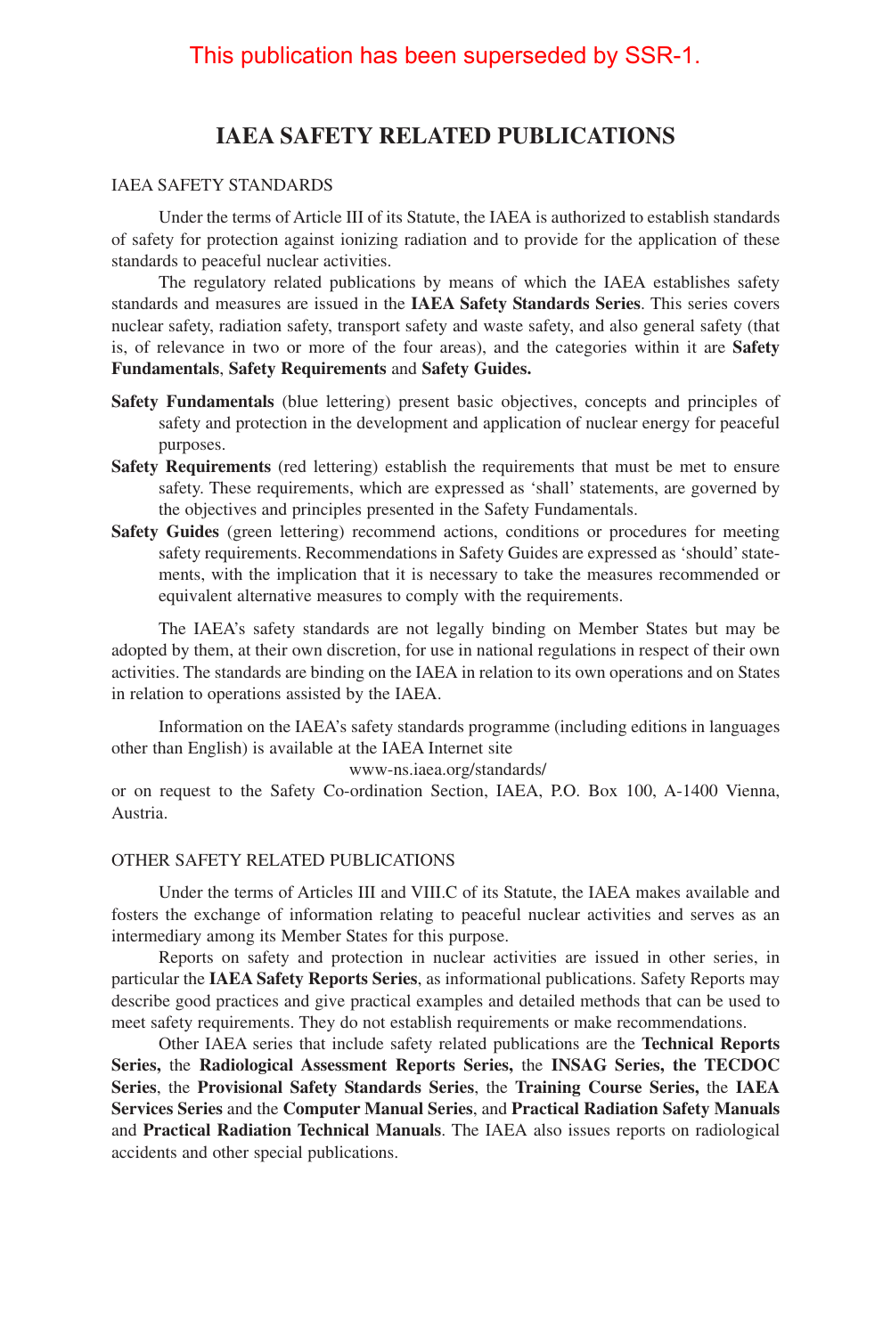This publication has been superseded by SSR-1.

# IAEA SAFETY RELATED PUBLICATIONS

## IAEA SAFETY STANDARDS

Under the terms of Article III of its Statute, the IAEA is authorized to establish standards of safety for protection against ionizing radiation and to provide for the application of these standards to peaceful nuclear activities.

The regulatory related publications by means of which the IAEA establishes safety standards and measures are issued in the **IAEA Safety Standards Series**. This series covers nuclear safety, radiation safety, transport safety and waste safety, and also general safety (that is, of relevance in two or more of the four areas), and the categories within it are **Safety Fundamentals**, **Safety Requirements** and **Safety Guides.**

**Safety Fundamentals** (blue lettering) present basic objectives, concepts and principles of safety and protection in the development and application of nuclear energy for peaceful purposes.

**Safety Requirements** (red lettering) establish the requirements that must be met to ensure safety. These requirements, which are expressed as 'shall' statements, are governed by the objectives and principles presented in the Safety Fundamentals.

**Safety Guides** (green lettering) recommend actions, conditions or procedures for meeting safety requirements. Recommendations in Safety Guides are expressed as 'should' statements, with the implication that it is necessary to take the measures recommended or equivalent alternative measures to comply with the requirements.

The IAEA's safety standards are not legally binding on Member States but may be adopted by them, at their own discretion, for use in national regulations in respect of their own activities. The standards are binding on the IAEA in relation to its own operations and on States in relation to operations assisted by the IAEA.

Information on the IAEA's safety standards programme (including editions in languages other than English) is available at the IAEA Internet site

www-ns.iaea.org/standards/

or on request to the Safety Co-ordination Section, IAEA, P.O. Box 100, A-1400 Vienna, Austria.

## OTHER SAFETY RELATED PUBLICATIONS

Under the terms of Articles III and VIII.C of its Statute, the IAEA makes available and fosters the exchange of information relating to peaceful nuclear activities and serves as an intermediary among its Member States for this purpose.

Reports on safety and protection in nuclear activities are issued in other series, in particular the **IAEA Safety Reports Series**, as informational publications. Safety Reports may describe good practices and give practical examples and detailed methods that can be used to meet safety requirements. They do not establish requirements or make recommendations.

Other IAEA series that include safety related publications are the **Technical Reports Series,** the **Radiological Assessment Reports Series,** the **INSAG Series, the TECDOC Series**, the **Provisional Safety Standards Series**, the **Training Course Series,** the **IAEA Services Series** and the **Computer Manual Series**, and **Practical Radiation Safety Manuals** and **Practical Radiation Technical Manuals**. The IAEA also issues reports on radiological accidents and other special publications.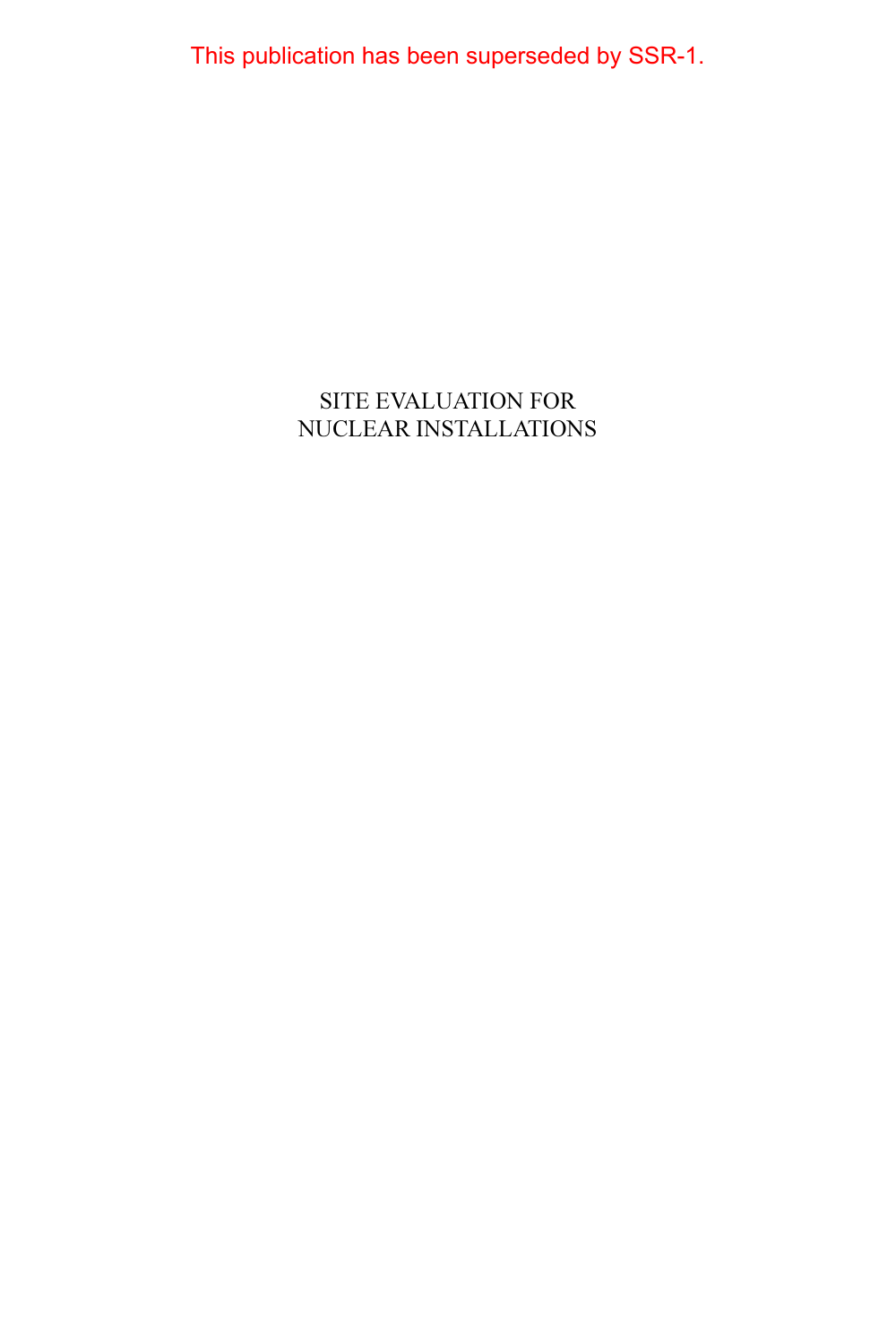This publication has been superseded by SSR-1.

SITE EVALUATION FOR
NUCLEAR INSTALLATIONS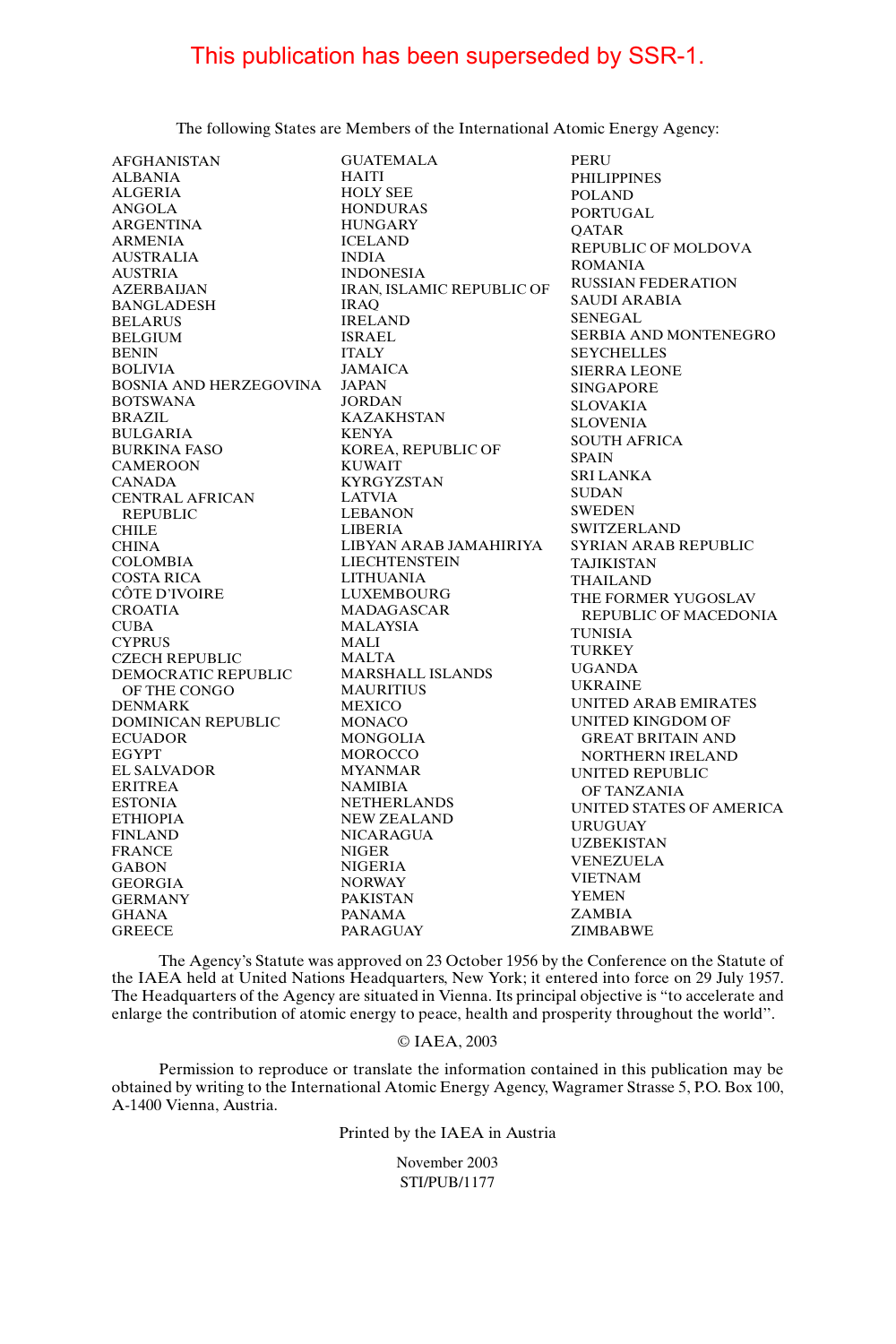This publication has been superseded by SSR-1.

The following States are Members of the International Atomic Energy Agency:

AFGHANISTAN
ALBANIA
ALGERIA
ANGOLA
ARGENTINA
ARMENIA
AUSTRALIA
AUSTRIA
AZERBAIJAN
BANGLADESH
BELARUS
BELGIUM
BENIN
BOLIVIA
BOSNIA AND HERZEGOVINA
BOTSWANA
BRAZIL
BULGARIA
BURKINA FASO
CAMEROON
CANADA
CENTRAL AFRICAN REPUBLIC
CHILE
CHINA
COLOMBIA
COSTA RICA
CÔTE D'IVOIRE
CROATIA
CUBA
CYPRUS
CZECH REPUBLIC
DEMOCRATIC REPUBLIC OF THE CONGO
DENMARK
DOMINICAN REPUBLIC
ECUADOR
EGYPT
EL SALVADOR
ERITREA
ESTONIA
ETHIOPIA
FINLAND
FRANCE
GABON
GEORGIA
GERMANY
GHANA
GREECE
GUATEMALA
HAITI
HOLY SEE
HONDURAS
HUNGARY
ICELAND
INDIA
INDONESIA
IRAN, ISLAMIC REPUBLIC OF
IRAQ
IRELAND
ISRAEL
ITALY
JAMAICA
JAPAN
JORDAN
KAZAKHSTAN
KENYA
KOREA, REPUBLIC OF
KUWAIT
KYRGYZSTAN
LATVIA
LEBANON
LIBERIA
LIBYAN ARAB JAMAHIRIYA
LIECHTENSTEIN
LITHUANIA
LUXEMBOURG
MADAGASCAR
MALAYSIA
MALI
MALTA
MARSHALL ISLANDS
MAURITIUS
MEXICO
MONACO
MONGOLIA
MOROCCO
MYANMAR
NAMIBIA
NETHERLANDS
NEW ZEALAND
NICARAGUA
NIGER
NIGERIA
NORWAY
PAKISTAN
PANAMA
PARAGUAY
PERU
PHILIPPINES
POLAND
PORTUGAL
QATAR
REPUBLIC OF MOLDOVA
ROMANIA
RUSSIAN FEDERATION
SAUDI ARABIA
SENEGAL
SERBIA AND MONTENEGRO
SEYCHELLES
SIERRA LEONE
SINGAPORE
SLOVAKIA
SLOVENIA
SOUTH AFRICA
SPAIN
SRI LANKA
SUDAN
SWEDEN
SWITZERLAND
SYRIAN ARAB REPUBLIC
TAJIKISTAN
THAILAND
THE FORMER YUGOSLAV REPUBLIC OF MACEDONIA
TUNISIA
TURKEY
UGANDA
UKRAINE
UNITED ARAB EMIRATES
UNITED KINGDOM OF GREAT BRITAIN AND NORTHERN IRELAND
UNITED REPUBLIC OF TANZANIA
UNITED STATES OF AMERICA
URUGUAY
UZBEKISTAN
VENEZUELA
VIETNAM
YEMEN
ZAMBIA
ZIMBABWE

The Agency's Statute was approved on 23 October 1956 by the Conference on the Statute of the IAEA held at United Nations Headquarters, New York; it entered into force on 29 July 1957. The Headquarters of the Agency are situated in Vienna. Its principal objective is "to accelerate and enlarge the contribution of atomic energy to peace, health and prosperity throughout the world".

© IAEA, 2003

Permission to reproduce or translate the information contained in this publication may be obtained by writing to the International Atomic Energy Agency, Wagramer Strasse 5, P.O. Box 100, A-1400 Vienna, Austria.

Printed by the IAEA in Austria

November 2003
STI/PUB/1177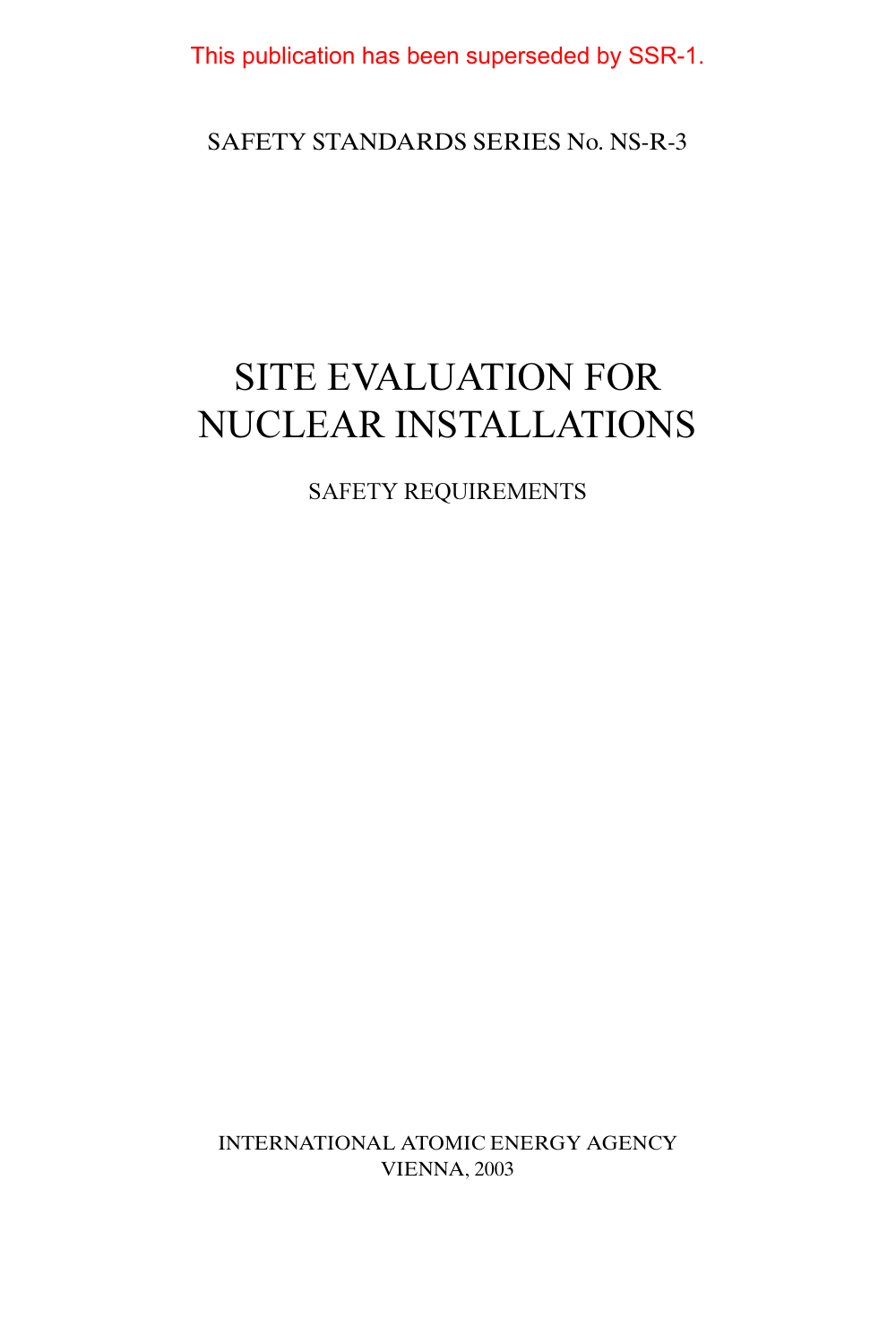This publication has been superseded by SSR-1.

SAFETY STANDARDS SERIES No. NS-R-3

# SITE EVALUATION FOR NUCLEAR INSTALLATIONS

SAFETY REQUIREMENTS

INTERNATIONAL ATOMIC ENERGY AGENCY
VIENNA, 2003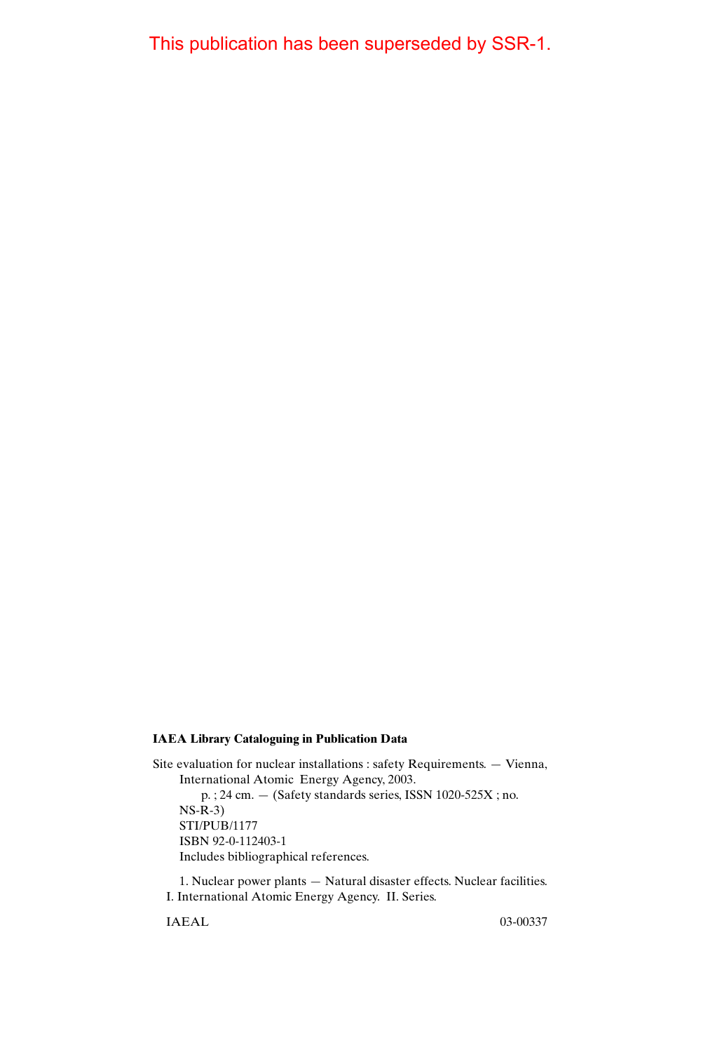This publication has been superseded by SSR-1.

**IAEA Library Cataloguing in Publication Data**

Site evaluation for nuclear installations : safety Requirements. — Vienna, International Atomic Energy Agency, 2003.

p. ; 24 cm. — (Safety standards series, ISSN 1020-525X ; no. NS-R-3)

STI/PUB/1177

ISBN 92-0-112403-1

Includes bibliographical references.

1. Nuclear power plants — Natural disaster effects. Nuclear facilities. I. International Atomic Energy Agency. II. Series.

IAEAL 03-00337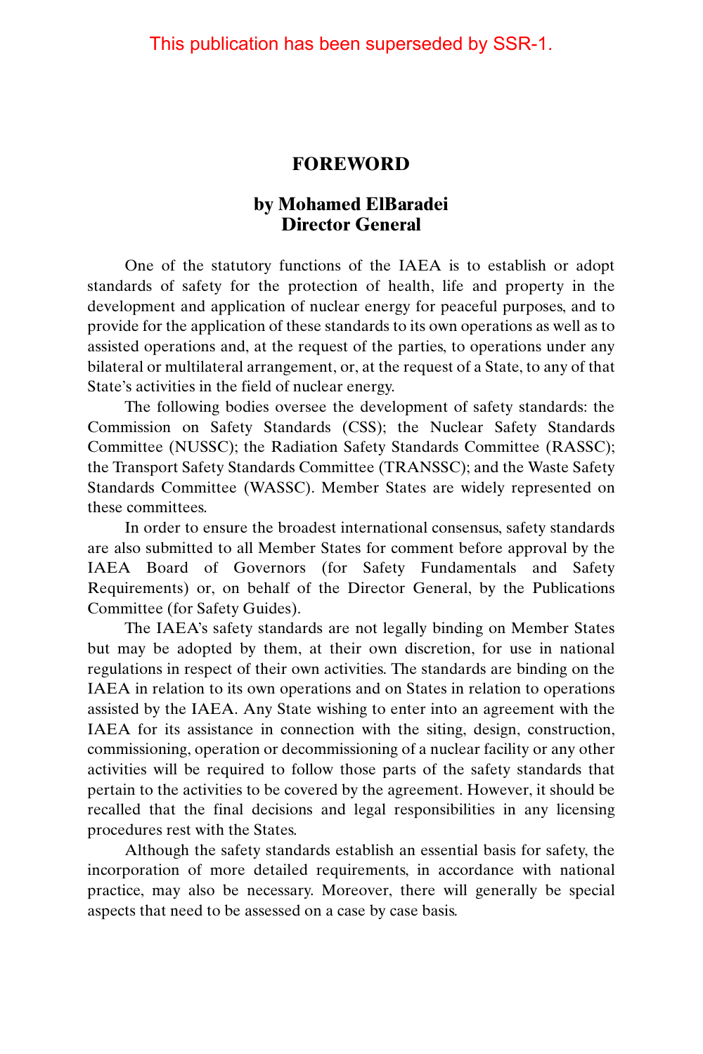This publication has been superseded by SSR-1.

# FOREWORD

## by Mohamed ElBaradei Director General

One of the statutory functions of the IAEA is to establish or adopt standards of safety for the protection of health, life and property in the development and application of nuclear energy for peaceful purposes, and to provide for the application of these standards to its own operations as well as to assisted operations and, at the request of the parties, to operations under any bilateral or multilateral arrangement, or, at the request of a State, to any of that State's activities in the field of nuclear energy.

The following bodies oversee the development of safety standards: the Commission on Safety Standards (CSS); the Nuclear Safety Standards Committee (NUSSC); the Radiation Safety Standards Committee (RASSC); the Transport Safety Standards Committee (TRANSSC); and the Waste Safety Standards Committee (WASSC). Member States are widely represented on these committees.

In order to ensure the broadest international consensus, safety standards are also submitted to all Member States for comment before approval by the IAEA Board of Governors (for Safety Fundamentals and Safety Requirements) or, on behalf of the Director General, by the Publications Committee (for Safety Guides).

The IAEA's safety standards are not legally binding on Member States but may be adopted by them, at their own discretion, for use in national regulations in respect of their own activities. The standards are binding on the IAEA in relation to its own operations and on States in relation to operations assisted by the IAEA. Any State wishing to enter into an agreement with the IAEA for its assistance in connection with the siting, design, construction, commissioning, operation or decommissioning of a nuclear facility or any other activities will be required to follow those parts of the safety standards that pertain to the activities to be covered by the agreement. However, it should be recalled that the final decisions and legal responsibilities in any licensing procedures rest with the States.

Although the safety standards establish an essential basis for safety, the incorporation of more detailed requirements, in accordance with national practice, may also be necessary. Moreover, there will generally be special aspects that need to be assessed on a case by case basis.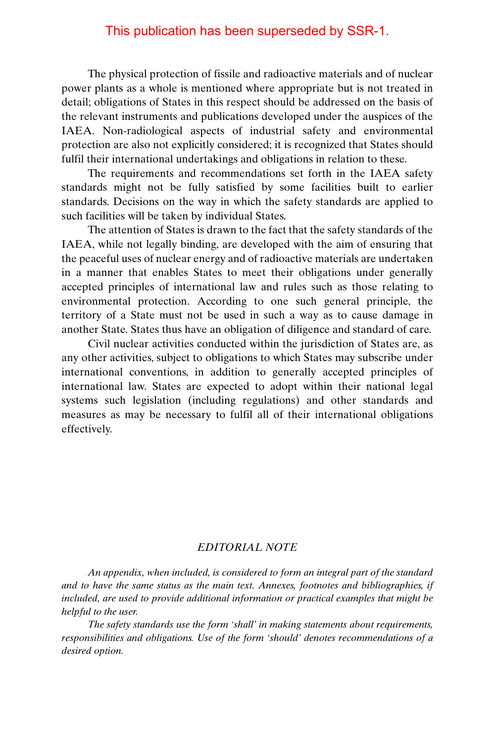This publication has been superseded by SSR-1.

The physical protection of fissile and radioactive materials and of nuclear power plants as a whole is mentioned where appropriate but is not treated in detail; obligations of States in this respect should be addressed on the basis of the relevant instruments and publications developed under the auspices of the IAEA. Non-radiological aspects of industrial safety and environmental protection are also not explicitly considered; it is recognized that States should fulfil their international undertakings and obligations in relation to these.

The requirements and recommendations set forth in the IAEA safety standards might not be fully satisfied by some facilities built to earlier standards. Decisions on the way in which the safety standards are applied to such facilities will be taken by individual States.

The attention of States is drawn to the fact that the safety standards of the IAEA, while not legally binding, are developed with the aim of ensuring that the peaceful uses of nuclear energy and of radioactive materials are undertaken in a manner that enables States to meet their obligations under generally accepted principles of international law and rules such as those relating to environmental protection. According to one such general principle, the territory of a State must not be used in such a way as to cause damage in another State. States thus have an obligation of diligence and standard of care.

Civil nuclear activities conducted within the jurisdiction of States are, as any other activities, subject to obligations to which States may subscribe under international conventions, in addition to generally accepted principles of international law. States are expected to adopt within their national legal systems such legislation (including regulations) and other standards and measures as may be necessary to fulfil all of their international obligations effectively.

### *EDITORIAL NOTE*

*An appendix, when included, is considered to form an integral part of the standard and to have the same status as the main text. Annexes, footnotes and bibliographies, if included, are used to provide additional information or practical examples that might be helpful to the user.*

*The safety standards use the form 'shall' in making statements about requirements, responsibilities and obligations. Use of the form 'should' denotes recommendations of a desired option.*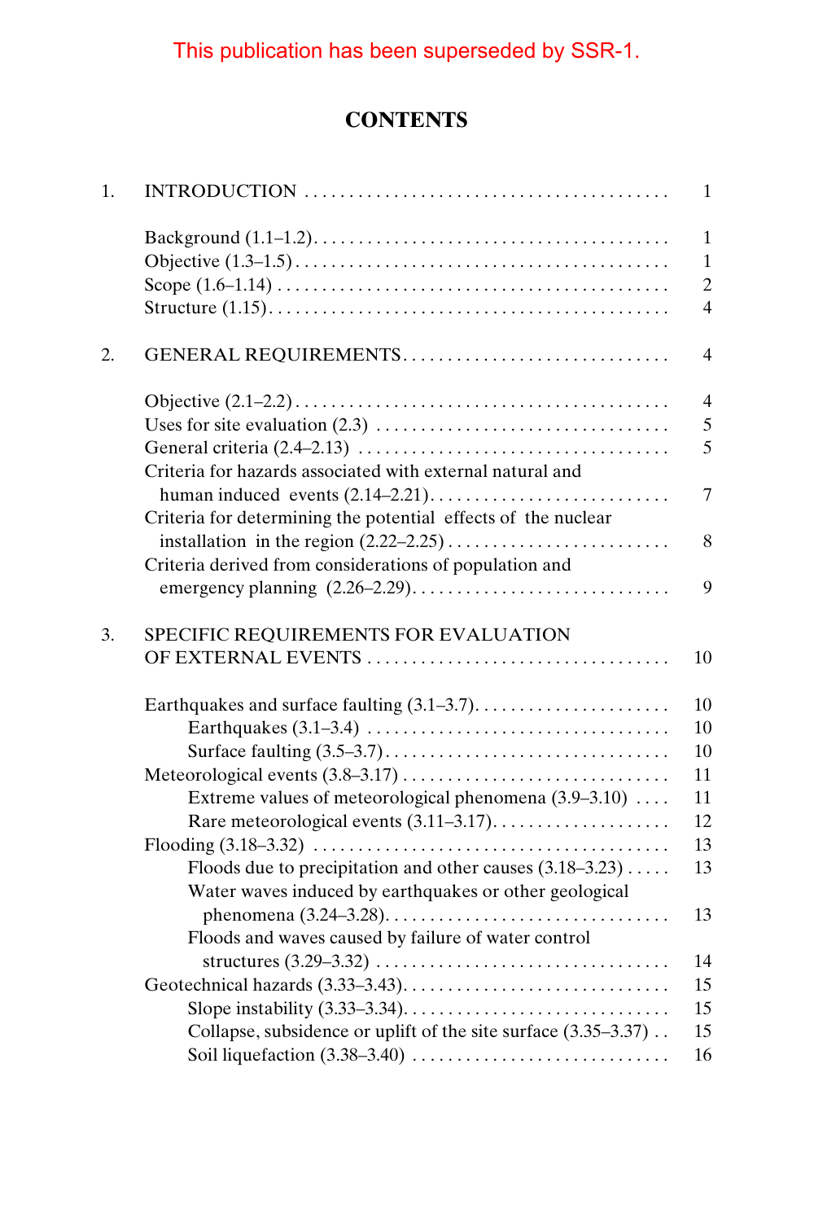This publication has been superseded by SSR-1.

# CONTENTS

1. INTRODUCTION ........................................ 1

   Background (1.1–1.2)........................................ 1
   Objective (1.3–1.5)........................................ 1
   Scope (1.6–1.14) ........................................ 2
   Structure (1.15)........................................ 4

2. GENERAL REQUIREMENTS.............................. 4

   Objective (2.1–2.2)........................................ 4
   Uses for site evaluation (2.3) ................................ 5
   General criteria (2.4–2.13) ................................... 5
   Criteria for hazards associated with external natural and human induced events (2.14–2.21)........................... 7
   Criteria for determining the potential effects of the nuclear installation in the region (2.22–2.25)......................... 8
   Criteria derived from considerations of population and emergency planning (2.26–2.29)............................. 9

3. SPECIFIC REQUIREMENTS FOR EVALUATION OF EXTERNAL EVENTS .................................. 10

   Earthquakes and surface faulting (3.1–3.7)...................... 10
      Earthquakes (3.1–3.4) .................................. 10
      Surface faulting (3.5–3.7)................................ 10
   Meteorological events (3.8–3.17) ............................. 11
      Extreme values of meteorological phenomena (3.9–3.10) .... 11
      Rare meteorological events (3.11–3.17).................... 12
   Flooding (3.18–3.32) ....................................... 13
      Floods due to precipitation and other causes (3.18–3.23) ..... 13
      Water waves induced by earthquakes or other geological phenomena (3.24–3.28)................................ 13
      Floods and waves caused by failure of water control structures (3.29–3.32) ................................ 14
   Geotechnical hazards (3.33–3.43)............................. 15
      Slope instability (3.33–3.34)............................. 15
      Collapse, subsidence or uplift of the site surface (3.35–3.37) .. 15
      Soil liquefaction (3.38–3.40) ............................ 16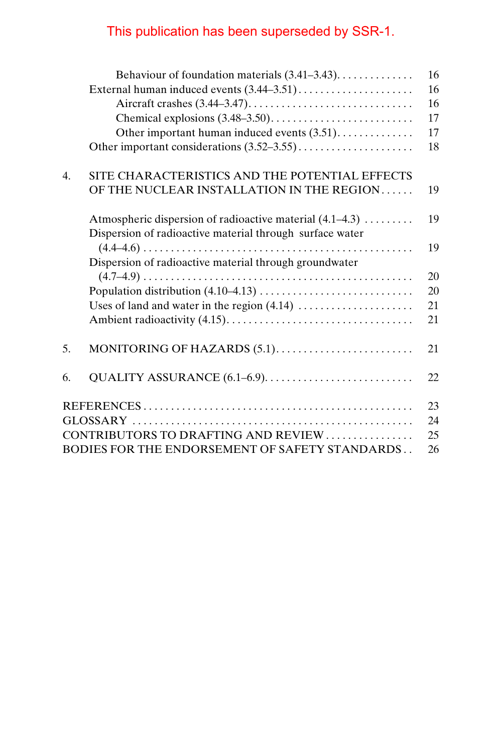This publication has been superseded by SSR-1.

| | |
|---|---|
| Behaviour of foundation materials (3.41–3.43) | 16 |
| External human induced events (3.44–3.51) | 16 |
| Aircraft crashes (3.44–3.47) | 16 |
| Chemical explosions (3.48–3.50) | 17 |
| Other important human induced events (3.51) | 17 |
| Other important considerations (3.52–3.55) | 18 |
| 4. SITE CHARACTERISTICS AND THE POTENTIAL EFFECTS OF THE NUCLEAR INSTALLATION IN THE REGION | 19 |
| Atmospheric dispersion of radioactive material (4.1–4.3) | 19 |
| Dispersion of radioactive material through surface water (4.4–4.6) | 19 |
| Dispersion of radioactive material through groundwater (4.7–4.9) | 20 |
| Population distribution (4.10–4.13) | 20 |
| Uses of land and water in the region (4.14) | 21 |
| Ambient radioactivity (4.15) | 21 |
| 5. MONITORING OF HAZARDS (5.1) | 21 |
| 6. QUALITY ASSURANCE (6.1–6.9) | 22 |
| REFERENCES | 23 |
| GLOSSARY | 24 |
| CONTRIBUTORS TO DRAFTING AND REVIEW | 25 |
| BODIES FOR THE ENDORSEMENT OF SAFETY STANDARDS | 26 |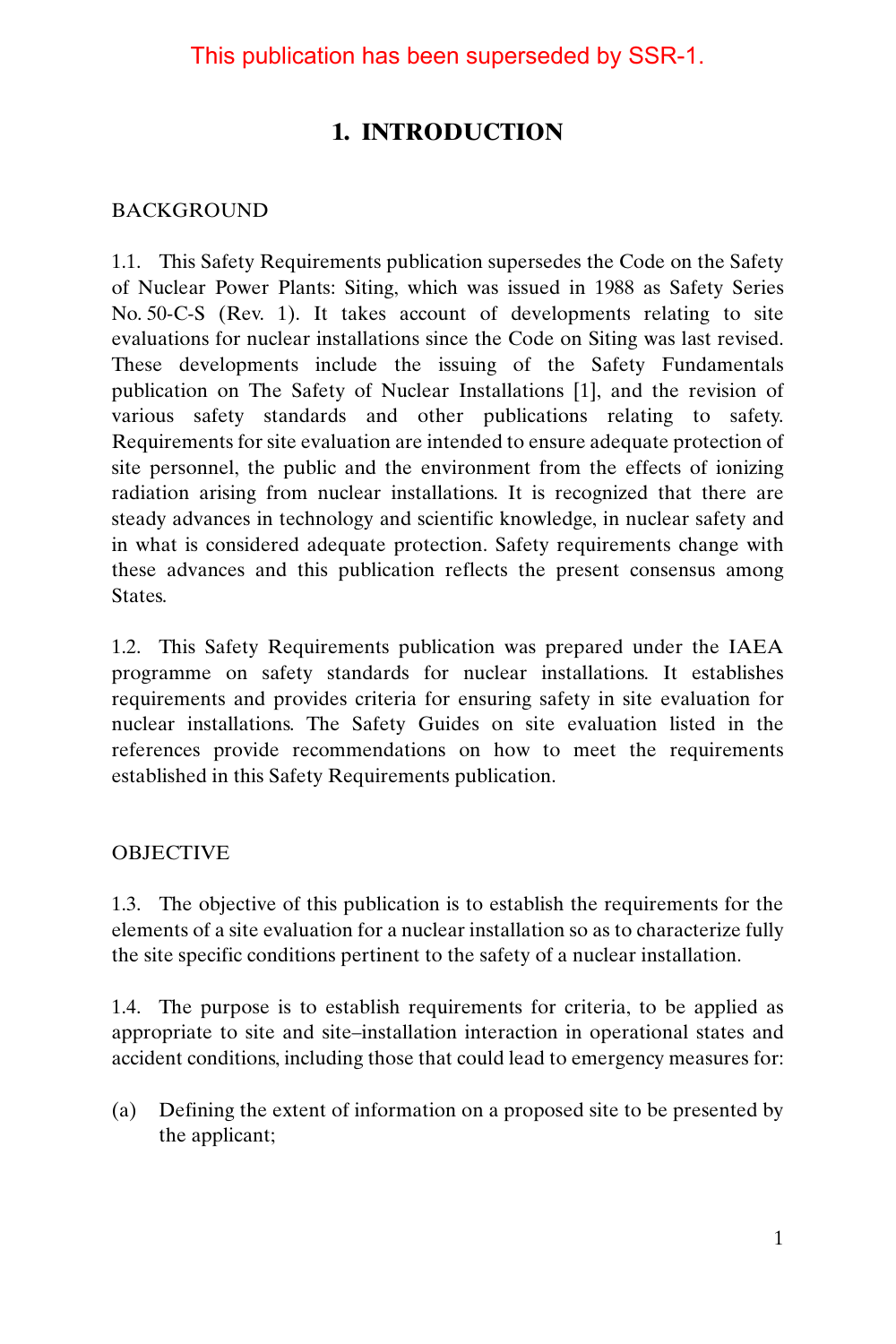This publication has been superseded by SSR-1.

# 1. INTRODUCTION

## BACKGROUND

1.1. This Safety Requirements publication supersedes the Code on the Safety of Nuclear Power Plants: Siting, which was issued in 1988 as Safety Series No. 50-C-S (Rev. 1). It takes account of developments relating to site evaluations for nuclear installations since the Code on Siting was last revised. These developments include the issuing of the Safety Fundamentals publication on The Safety of Nuclear Installations [1], and the revision of various safety standards and other publications relating to safety. Requirements for site evaluation are intended to ensure adequate protection of site personnel, the public and the environment from the effects of ionizing radiation arising from nuclear installations. It is recognized that there are steady advances in technology and scientific knowledge, in nuclear safety and in what is considered adequate protection. Safety requirements change with these advances and this publication reflects the present consensus among States.

1.2. This Safety Requirements publication was prepared under the IAEA programme on safety standards for nuclear installations. It establishes requirements and provides criteria for ensuring safety in site evaluation for nuclear installations. The Safety Guides on site evaluation listed in the references provide recommendations on how to meet the requirements established in this Safety Requirements publication.

## OBJECTIVE

1.3. The objective of this publication is to establish the requirements for the elements of a site evaluation for a nuclear installation so as to characterize fully the site specific conditions pertinent to the safety of a nuclear installation.

1.4. The purpose is to establish requirements for criteria, to be applied as appropriate to site and site–installation interaction in operational states and accident conditions, including those that could lead to emergency measures for:

(a) Defining the extent of information on a proposed site to be presented by the applicant;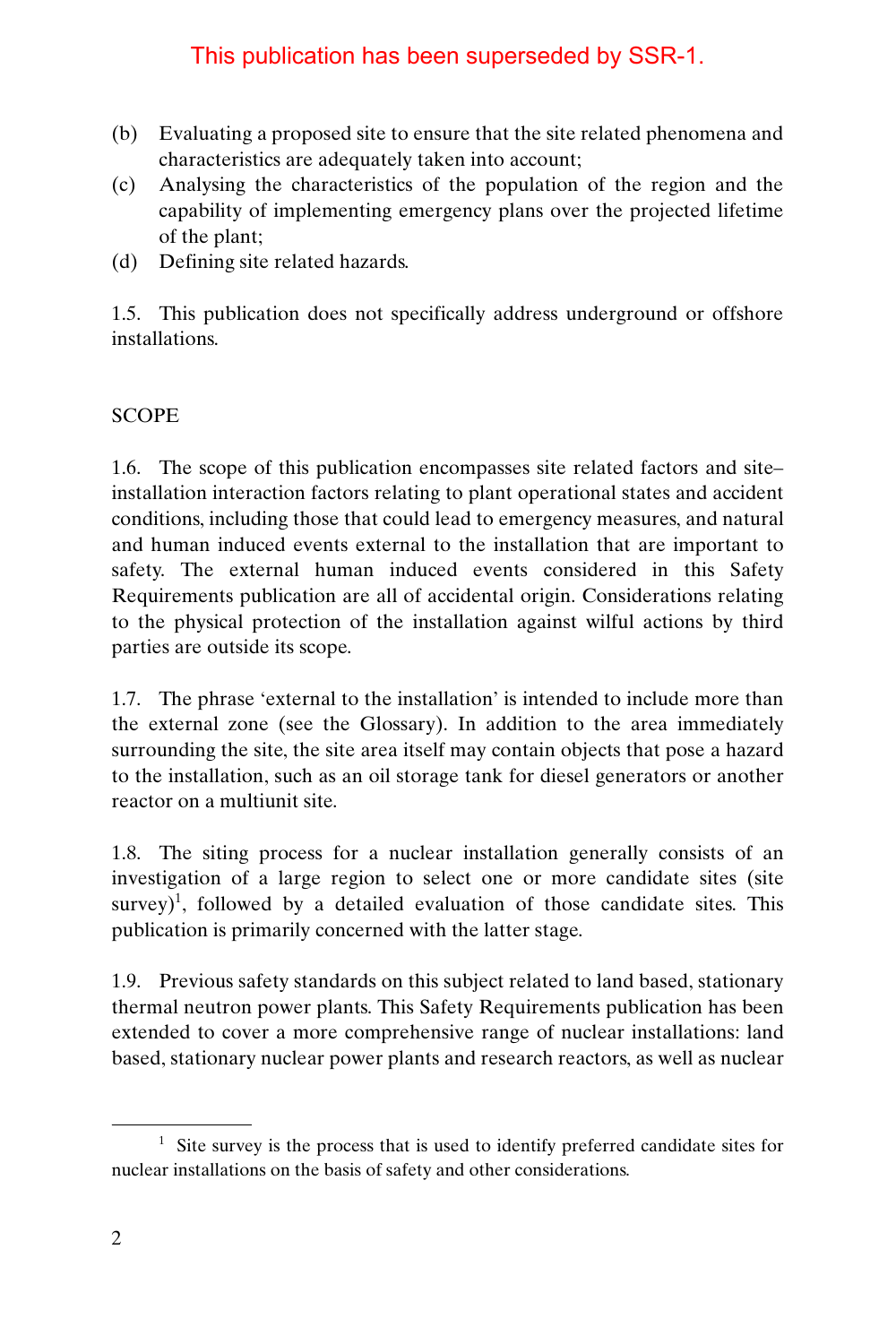This publication has been superseded by SSR-1.

(b) Evaluating a proposed site to ensure that the site related phenomena and characteristics are adequately taken into account;

(c) Analysing the characteristics of the population of the region and the capability of implementing emergency plans over the projected lifetime of the plant;

(d) Defining site related hazards.

1.5. This publication does not specifically address underground or offshore installations.

## SCOPE

1.6. The scope of this publication encompasses site related factors and site–installation interaction factors relating to plant operational states and accident conditions, including those that could lead to emergency measures, and natural and human induced events external to the installation that are important to safety. The external human induced events considered in this Safety Requirements publication are all of accidental origin. Considerations relating to the physical protection of the installation against wilful actions by third parties are outside its scope.

1.7. The phrase 'external to the installation' is intended to include more than the external zone (see the Glossary). In addition to the area immediately surrounding the site, the site area itself may contain objects that pose a hazard to the installation, such as an oil storage tank for diesel generators or another reactor on a multiunit site.

1.8. The siting process for a nuclear installation generally consists of an investigation of a large region to select one or more candidate sites (site survey)[1], followed by a detailed evaluation of those candidate sites. This publication is primarily concerned with the latter stage.

1.9. Previous safety standards on this subject related to land based, stationary thermal neutron power plants. This Safety Requirements publication has been extended to cover a more comprehensive range of nuclear installations: land based, stationary nuclear power plants and research reactors, as well as nuclear

---

[1] Site survey is the process that is used to identify preferred candidate sites for nuclear installations on the basis of safety and other considerations.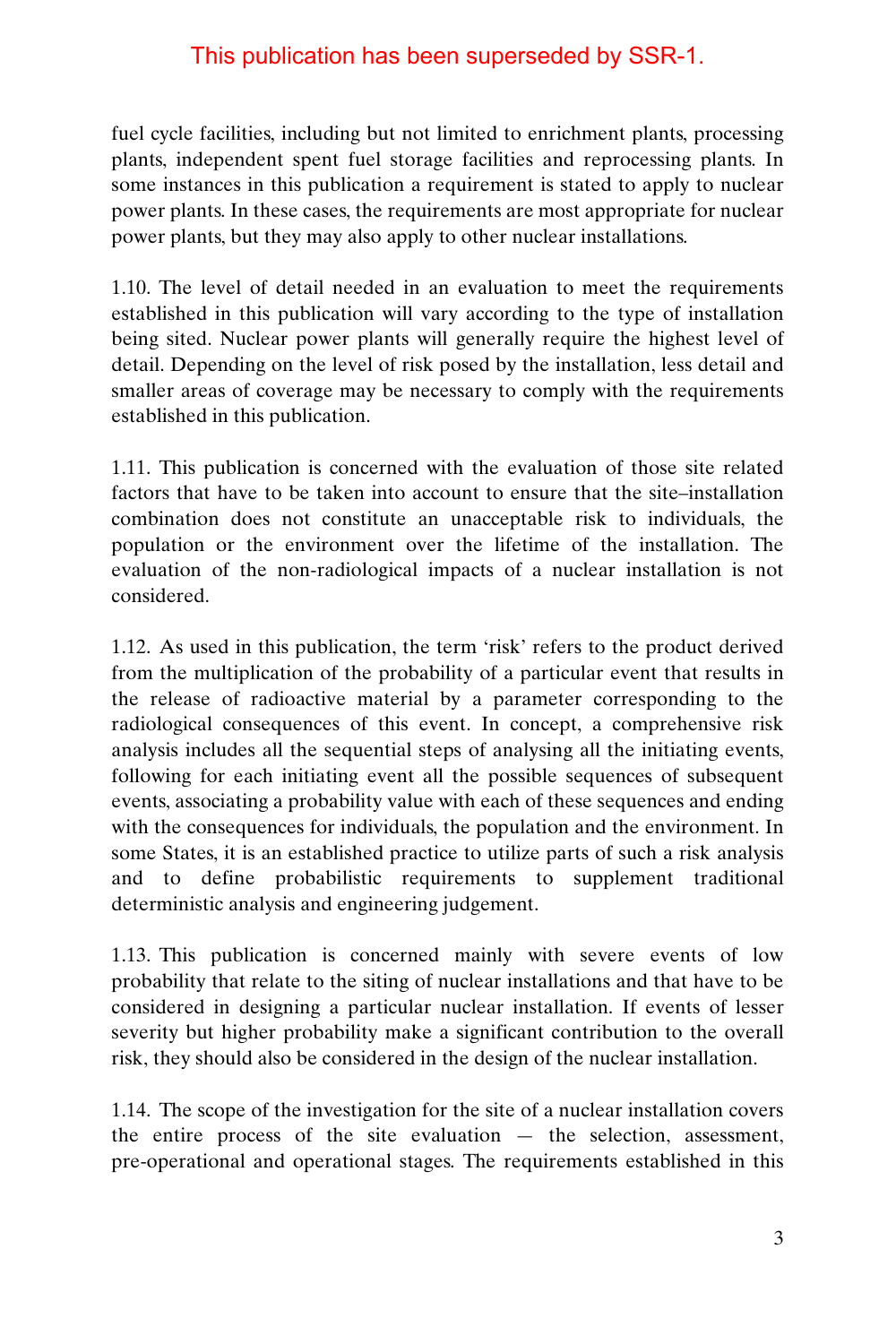This publication has been superseded by SSR-1.

fuel cycle facilities, including but not limited to enrichment plants, processing plants, independent spent fuel storage facilities and reprocessing plants. In some instances in this publication a requirement is stated to apply to nuclear power plants. In these cases, the requirements are most appropriate for nuclear power plants, but they may also apply to other nuclear installations.

1.10. The level of detail needed in an evaluation to meet the requirements established in this publication will vary according to the type of installation being sited. Nuclear power plants will generally require the highest level of detail. Depending on the level of risk posed by the installation, less detail and smaller areas of coverage may be necessary to comply with the requirements established in this publication.

1.11. This publication is concerned with the evaluation of those site related factors that have to be taken into account to ensure that the site–installation combination does not constitute an unacceptable risk to individuals, the population or the environment over the lifetime of the installation. The evaluation of the non-radiological impacts of a nuclear installation is not considered.

1.12. As used in this publication, the term 'risk' refers to the product derived from the multiplication of the probability of a particular event that results in the release of radioactive material by a parameter corresponding to the radiological consequences of this event. In concept, a comprehensive risk analysis includes all the sequential steps of analysing all the initiating events, following for each initiating event all the possible sequences of subsequent events, associating a probability value with each of these sequences and ending with the consequences for individuals, the population and the environment. In some States, it is an established practice to utilize parts of such a risk analysis and to define probabilistic requirements to supplement traditional deterministic analysis and engineering judgement.

1.13. This publication is concerned mainly with severe events of low probability that relate to the siting of nuclear installations and that have to be considered in designing a particular nuclear installation. If events of lesser severity but higher probability make a significant contribution to the overall risk, they should also be considered in the design of the nuclear installation.

1.14. The scope of the investigation for the site of a nuclear installation covers the entire process of the site evaluation — the selection, assessment, pre-operational and operational stages. The requirements established in this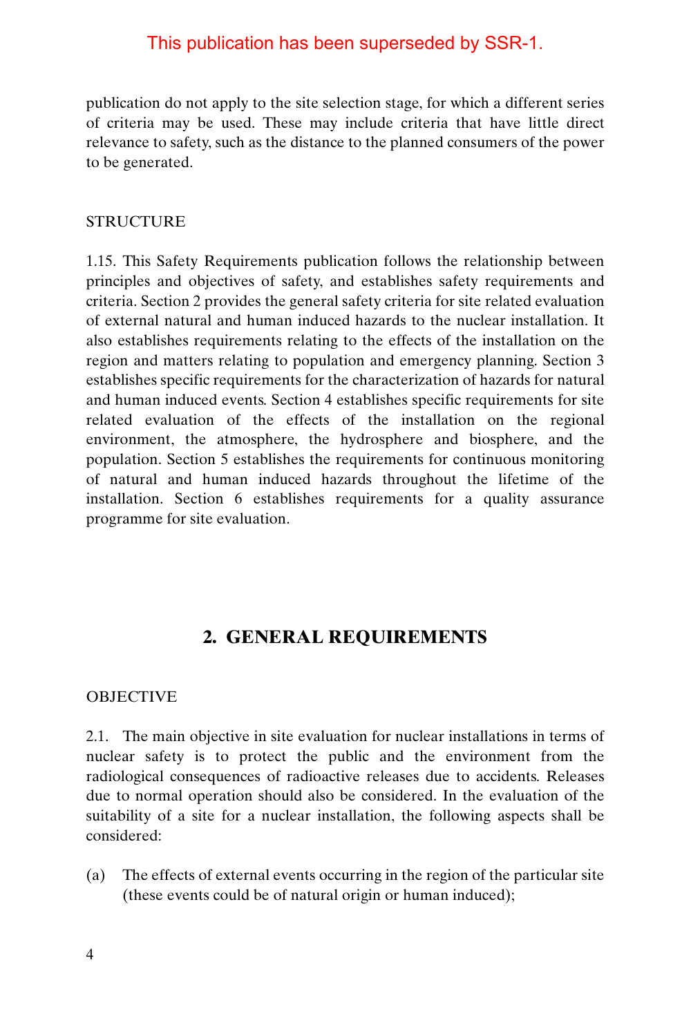publication do not apply to the site selection stage, for which a different series of criteria may be used. These may include criteria that have little direct relevance to safety, such as the distance to the planned consumers of the power to be generated.

### STRUCTURE

1.15. This Safety Requirements publication follows the relationship between principles and objectives of safety, and establishes safety requirements and criteria. Section 2 provides the general safety criteria for site related evaluation of external natural and human induced hazards to the nuclear installation. It also establishes requirements relating to the effects of the installation on the region and matters relating to population and emergency planning. Section 3 establishes specific requirements for the characterization of hazards for natural and human induced events. Section 4 establishes specific requirements for site related evaluation of the effects of the installation on the regional environment, the atmosphere, the hydrosphere and biosphere, and the population. Section 5 establishes the requirements for continuous monitoring of natural and human induced hazards throughout the lifetime of the installation. Section 6 establishes requirements for a quality assurance programme for site evaluation.

## 2. GENERAL REQUIREMENTS

### OBJECTIVE

2.1. The main objective in site evaluation for nuclear installations in terms of nuclear safety is to protect the public and the environment from the radiological consequences of radioactive releases due to accidents. Releases due to normal operation should also be considered. In the evaluation of the suitability of a site for a nuclear installation, the following aspects shall be considered:

(a) The effects of external events occurring in the region of the particular site (these events could be of natural origin or human induced);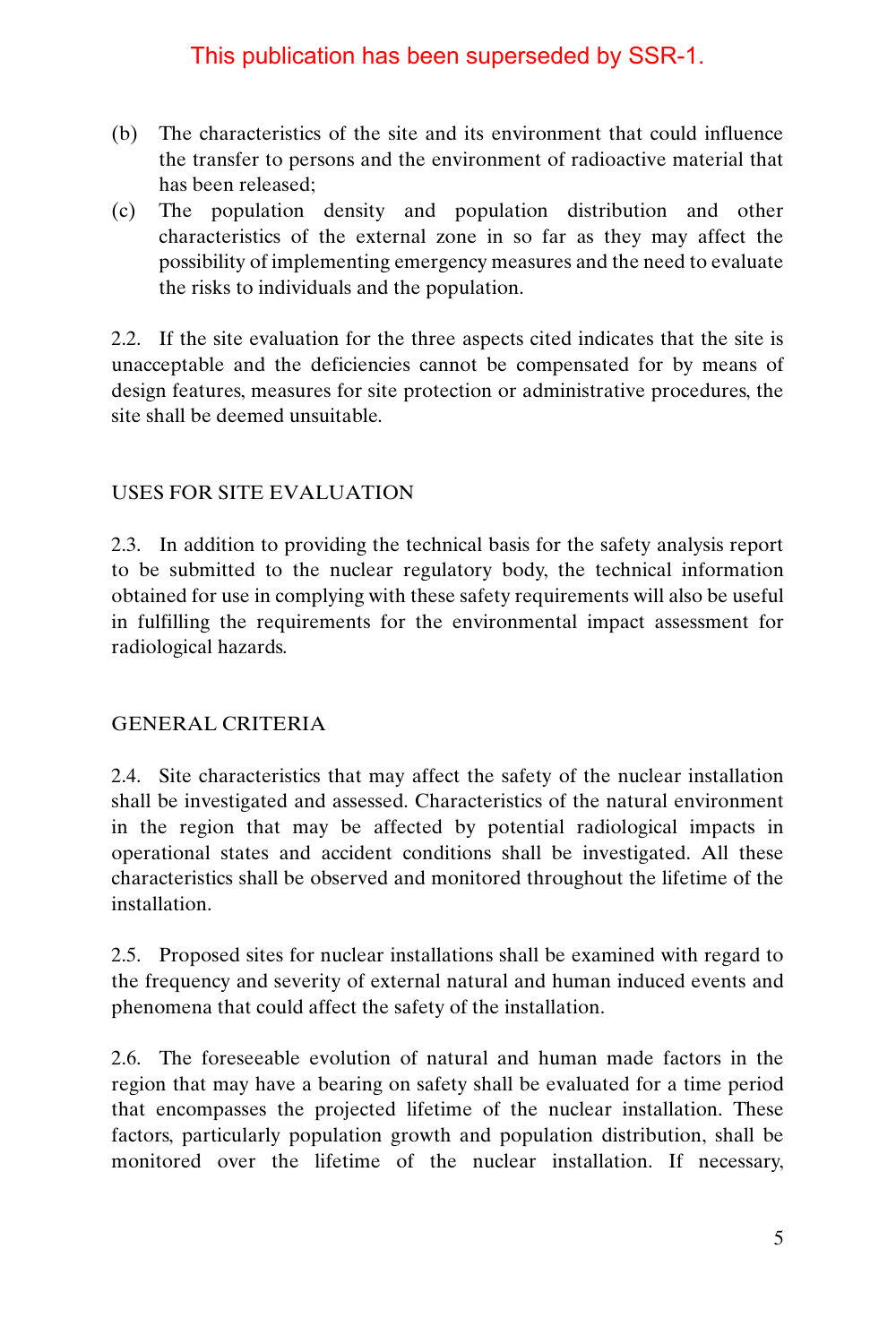This publication has been superseded by SSR-1.

(b) The characteristics of the site and its environment that could influence the transfer to persons and the environment of radioactive material that has been released;

(c) The population density and population distribution and other characteristics of the external zone in so far as they may affect the possibility of implementing emergency measures and the need to evaluate the risks to individuals and the population.

2.2. If the site evaluation for the three aspects cited indicates that the site is unacceptable and the deficiencies cannot be compensated for by means of design features, measures for site protection or administrative procedures, the site shall be deemed unsuitable.

## USES FOR SITE EVALUATION

2.3. In addition to providing the technical basis for the safety analysis report to be submitted to the nuclear regulatory body, the technical information obtained for use in complying with these safety requirements will also be useful in fulfilling the requirements for the environmental impact assessment for radiological hazards.

## GENERAL CRITERIA

2.4. Site characteristics that may affect the safety of the nuclear installation shall be investigated and assessed. Characteristics of the natural environment in the region that may be affected by potential radiological impacts in operational states and accident conditions shall be investigated. All these characteristics shall be observed and monitored throughout the lifetime of the installation.

2.5. Proposed sites for nuclear installations shall be examined with regard to the frequency and severity of external natural and human induced events and phenomena that could affect the safety of the installation.

2.6. The foreseeable evolution of natural and human made factors in the region that may have a bearing on safety shall be evaluated for a time period that encompasses the projected lifetime of the nuclear installation. These factors, particularly population growth and population distribution, shall be monitored over the lifetime of the nuclear installation. If necessary,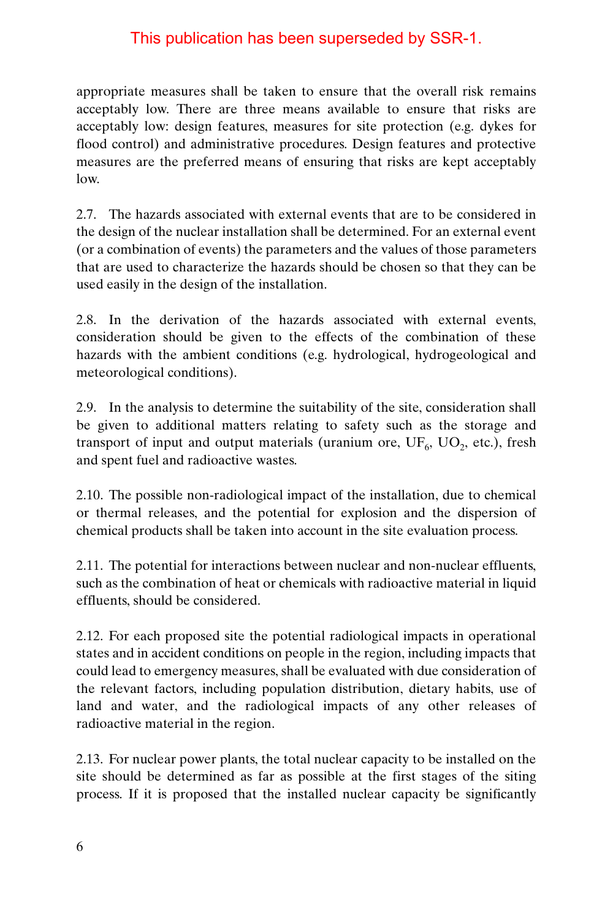This publication has been superseded by SSR-1.

appropriate measures shall be taken to ensure that the overall risk remains acceptably low. There are three means available to ensure that risks are acceptably low: design features, measures for site protection (e.g. dykes for flood control) and administrative procedures. Design features and protective measures are the preferred means of ensuring that risks are kept acceptably low.

2.7. The hazards associated with external events that are to be considered in the design of the nuclear installation shall be determined. For an external event (or a combination of events) the parameters and the values of those parameters that are used to characterize the hazards should be chosen so that they can be used easily in the design of the installation.

2.8. In the derivation of the hazards associated with external events, consideration should be given to the effects of the combination of these hazards with the ambient conditions (e.g. hydrological, hydrogeological and meteorological conditions).

2.9. In the analysis to determine the suitability of the site, consideration shall be given to additional matters relating to safety such as the storage and transport of input and output materials (uranium ore, $UF_6$, $UO_2$, etc.), fresh and spent fuel and radioactive wastes.

2.10. The possible non-radiological impact of the installation, due to chemical or thermal releases, and the potential for explosion and the dispersion of chemical products shall be taken into account in the site evaluation process.

2.11. The potential for interactions between nuclear and non-nuclear effluents, such as the combination of heat or chemicals with radioactive material in liquid effluents, should be considered.

2.12. For each proposed site the potential radiological impacts in operational states and in accident conditions on people in the region, including impacts that could lead to emergency measures, shall be evaluated with due consideration of the relevant factors, including population distribution, dietary habits, use of land and water, and the radiological impacts of any other releases of radioactive material in the region.

2.13. For nuclear power plants, the total nuclear capacity to be installed on the site should be determined as far as possible at the first stages of the siting process. If it is proposed that the installed nuclear capacity be significantly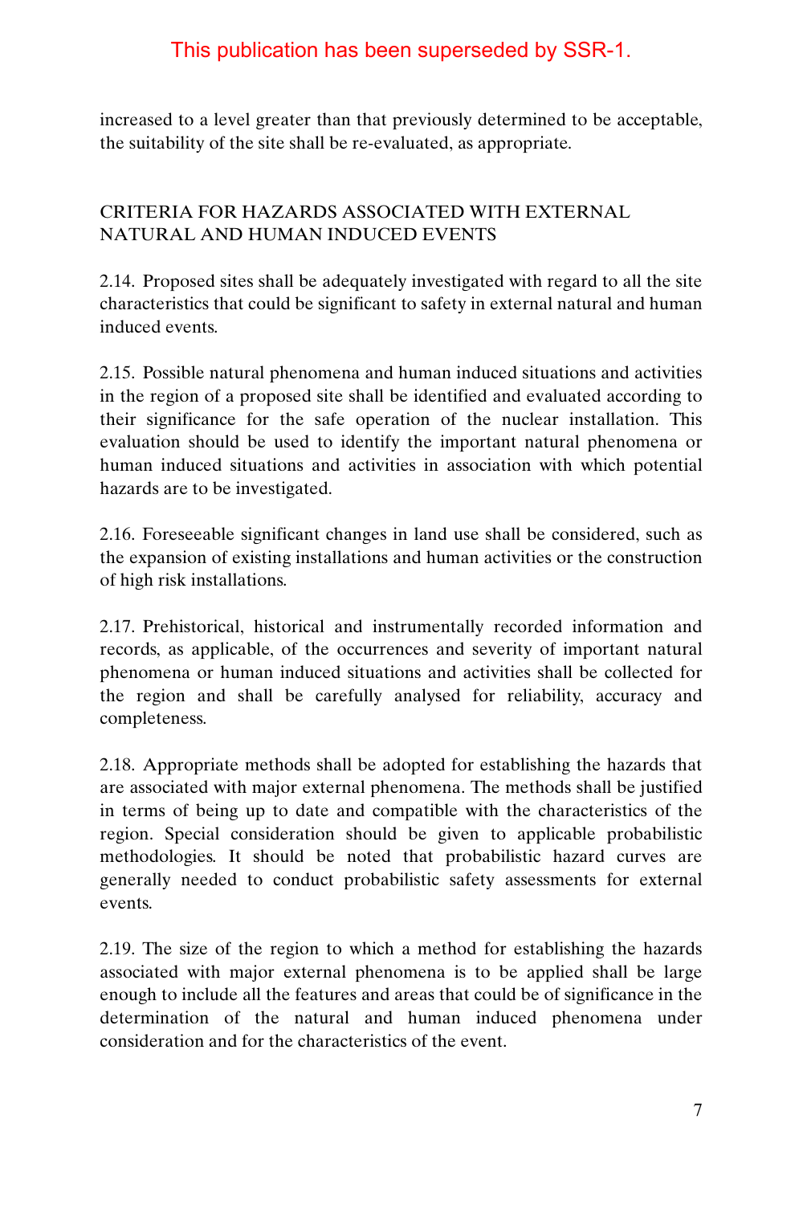This publication has been superseded by SSR-1.

increased to a level greater than that previously determined to be acceptable, the suitability of the site shall be re-evaluated, as appropriate.

## CRITERIA FOR HAZARDS ASSOCIATED WITH EXTERNAL NATURAL AND HUMAN INDUCED EVENTS

2.14. Proposed sites shall be adequately investigated with regard to all the site characteristics that could be significant to safety in external natural and human induced events.

2.15. Possible natural phenomena and human induced situations and activities in the region of a proposed site shall be identified and evaluated according to their significance for the safe operation of the nuclear installation. This evaluation should be used to identify the important natural phenomena or human induced situations and activities in association with which potential hazards are to be investigated.

2.16. Foreseeable significant changes in land use shall be considered, such as the expansion of existing installations and human activities or the construction of high risk installations.

2.17. Prehistorical, historical and instrumentally recorded information and records, as applicable, of the occurrences and severity of important natural phenomena or human induced situations and activities shall be collected for the region and shall be carefully analysed for reliability, accuracy and completeness.

2.18. Appropriate methods shall be adopted for establishing the hazards that are associated with major external phenomena. The methods shall be justified in terms of being up to date and compatible with the characteristics of the region. Special consideration should be given to applicable probabilistic methodologies. It should be noted that probabilistic hazard curves are generally needed to conduct probabilistic safety assessments for external events.

2.19. The size of the region to which a method for establishing the hazards associated with major external phenomena is to be applied shall be large enough to include all the features and areas that could be of significance in the determination of the natural and human induced phenomena under consideration and for the characteristics of the event.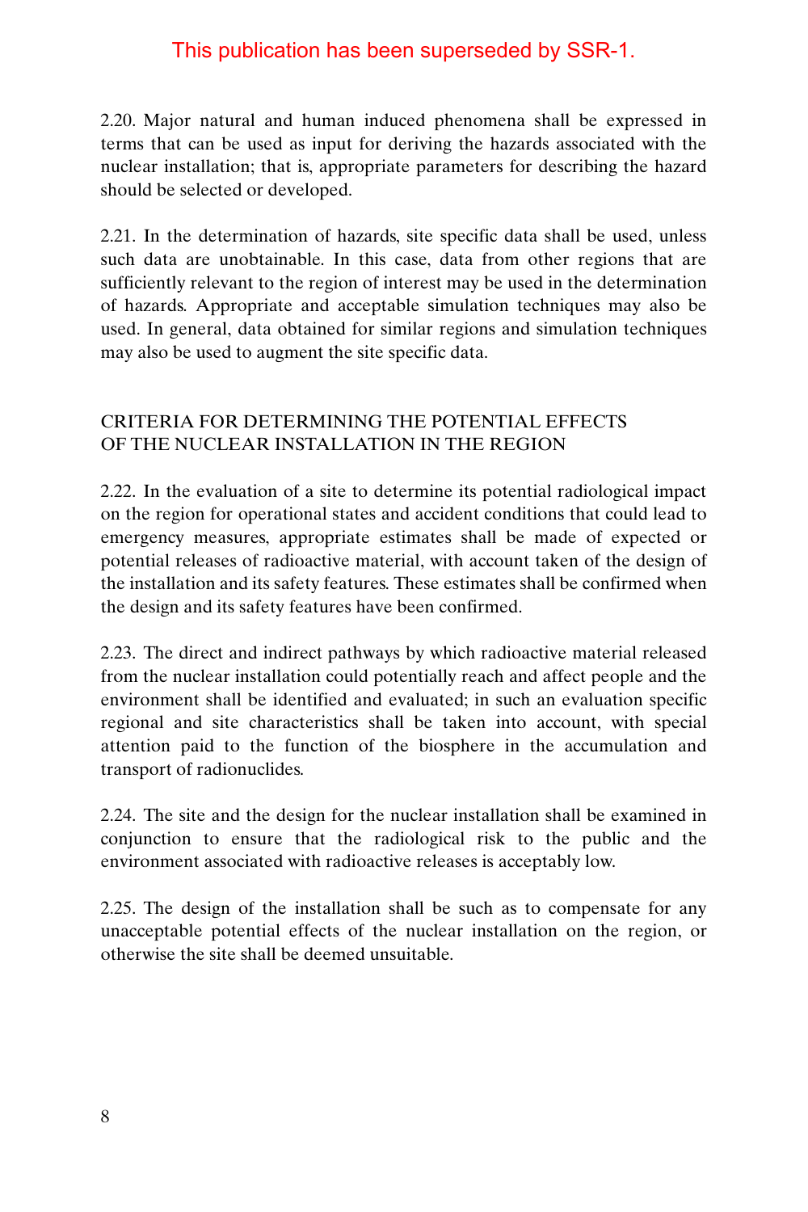This publication has been superseded by SSR-1.

2.20. Major natural and human induced phenomena shall be expressed in terms that can be used as input for deriving the hazards associated with the nuclear installation; that is, appropriate parameters for describing the hazard should be selected or developed.

2.21. In the determination of hazards, site specific data shall be used, unless such data are unobtainable. In this case, data from other regions that are sufficiently relevant to the region of interest may be used in the determination of hazards. Appropriate and acceptable simulation techniques may also be used. In general, data obtained for similar regions and simulation techniques may also be used to augment the site specific data.

## CRITERIA FOR DETERMINING THE POTENTIAL EFFECTS OF THE NUCLEAR INSTALLATION IN THE REGION

2.22. In the evaluation of a site to determine its potential radiological impact on the region for operational states and accident conditions that could lead to emergency measures, appropriate estimates shall be made of expected or potential releases of radioactive material, with account taken of the design of the installation and its safety features. These estimates shall be confirmed when the design and its safety features have been confirmed.

2.23. The direct and indirect pathways by which radioactive material released from the nuclear installation could potentially reach and affect people and the environment shall be identified and evaluated; in such an evaluation specific regional and site characteristics shall be taken into account, with special attention paid to the function of the biosphere in the accumulation and transport of radionuclides.

2.24. The site and the design for the nuclear installation shall be examined in conjunction to ensure that the radiological risk to the public and the environment associated with radioactive releases is acceptably low.

2.25. The design of the installation shall be such as to compensate for any unacceptable potential effects of the nuclear installation on the region, or otherwise the site shall be deemed unsuitable.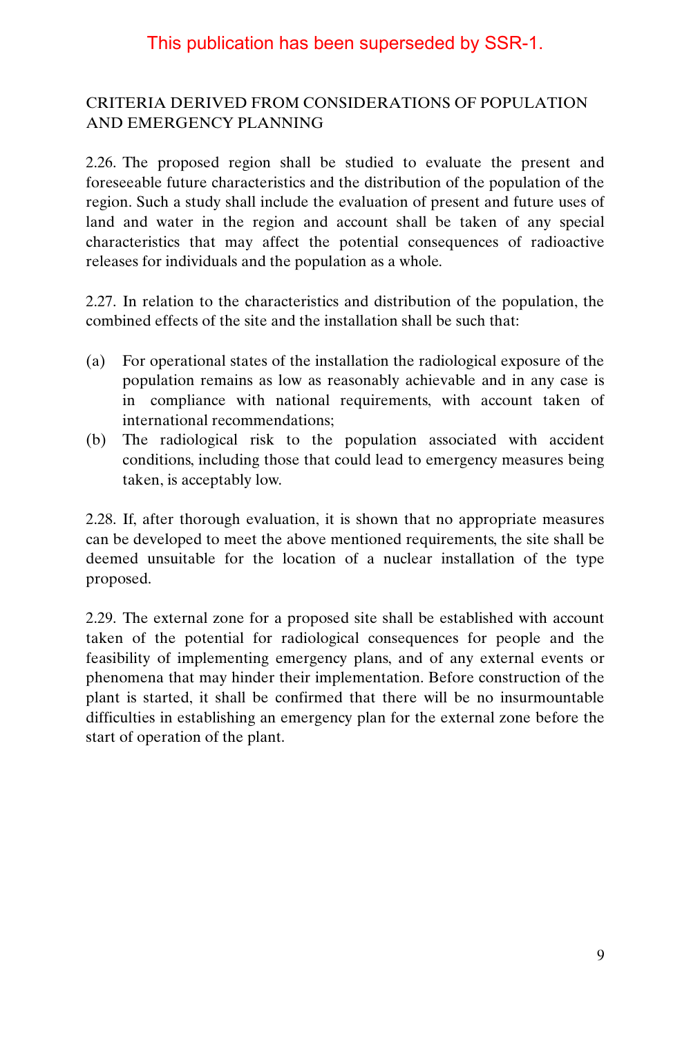This publication has been superseded by SSR-1.

## CRITERIA DERIVED FROM CONSIDERATIONS OF POPULATION AND EMERGENCY PLANNING

2.26. The proposed region shall be studied to evaluate the present and foreseeable future characteristics and the distribution of the population of the region. Such a study shall include the evaluation of present and future uses of land and water in the region and account shall be taken of any special characteristics that may affect the potential consequences of radioactive releases for individuals and the population as a whole.

2.27. In relation to the characteristics and distribution of the population, the combined effects of the site and the installation shall be such that:

(a) For operational states of the installation the radiological exposure of the population remains as low as reasonably achievable and in any case is in compliance with national requirements, with account taken of international recommendations;
(b) The radiological risk to the population associated with accident conditions, including those that could lead to emergency measures being taken, is acceptably low.

2.28. If, after thorough evaluation, it is shown that no appropriate measures can be developed to meet the above mentioned requirements, the site shall be deemed unsuitable for the location of a nuclear installation of the type proposed.

2.29. The external zone for a proposed site shall be established with account taken of the potential for radiological consequences for people and the feasibility of implementing emergency plans, and of any external events or phenomena that may hinder their implementation. Before construction of the plant is started, it shall be confirmed that there will be no insurmountable difficulties in establishing an emergency plan for the external zone before the start of operation of the plant.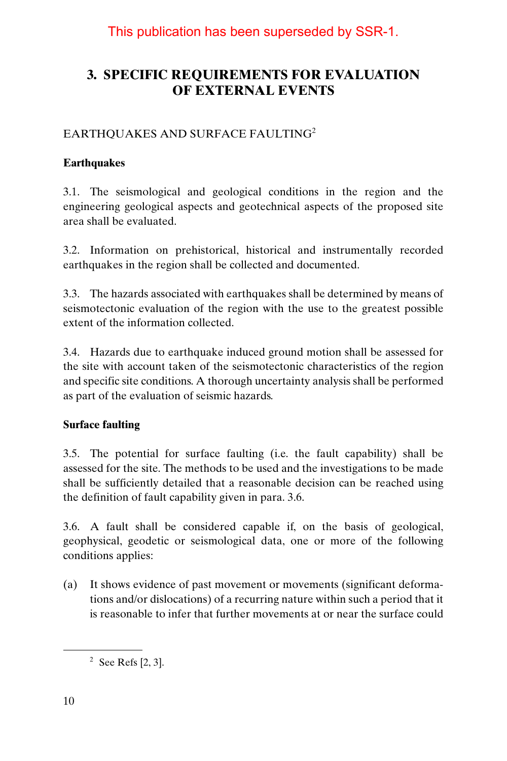This publication has been superseded by SSR-1.

## 3. SPECIFIC REQUIREMENTS FOR EVALUATION OF EXTERNAL EVENTS

### EARTHQUAKES AND SURFACE FAULTING[2]

#### Earthquakes

3.1. The seismological and geological conditions in the region and the engineering geological aspects and geotechnical aspects of the proposed site area shall be evaluated.

3.2. Information on prehistorical, historical and instrumentally recorded earthquakes in the region shall be collected and documented.

3.3. The hazards associated with earthquakes shall be determined by means of seismotectonic evaluation of the region with the use to the greatest possible extent of the information collected.

3.4. Hazards due to earthquake induced ground motion shall be assessed for the site with account taken of the seismotectonic characteristics of the region and specific site conditions. A thorough uncertainty analysis shall be performed as part of the evaluation of seismic hazards.

#### Surface faulting

3.5. The potential for surface faulting (i.e. the fault capability) shall be assessed for the site. The methods to be used and the investigations to be made shall be sufficiently detailed that a reasonable decision can be reached using the definition of fault capability given in para. 3.6.

3.6. A fault shall be considered capable if, on the basis of geological, geophysical, geodetic or seismological data, one or more of the following conditions applies:

(a) It shows evidence of past movement or movements (significant deformations and/or dislocations) of a recurring nature within such a period that it is reasonable to infer that further movements at or near the surface could

---

[2] See Refs [2, 3].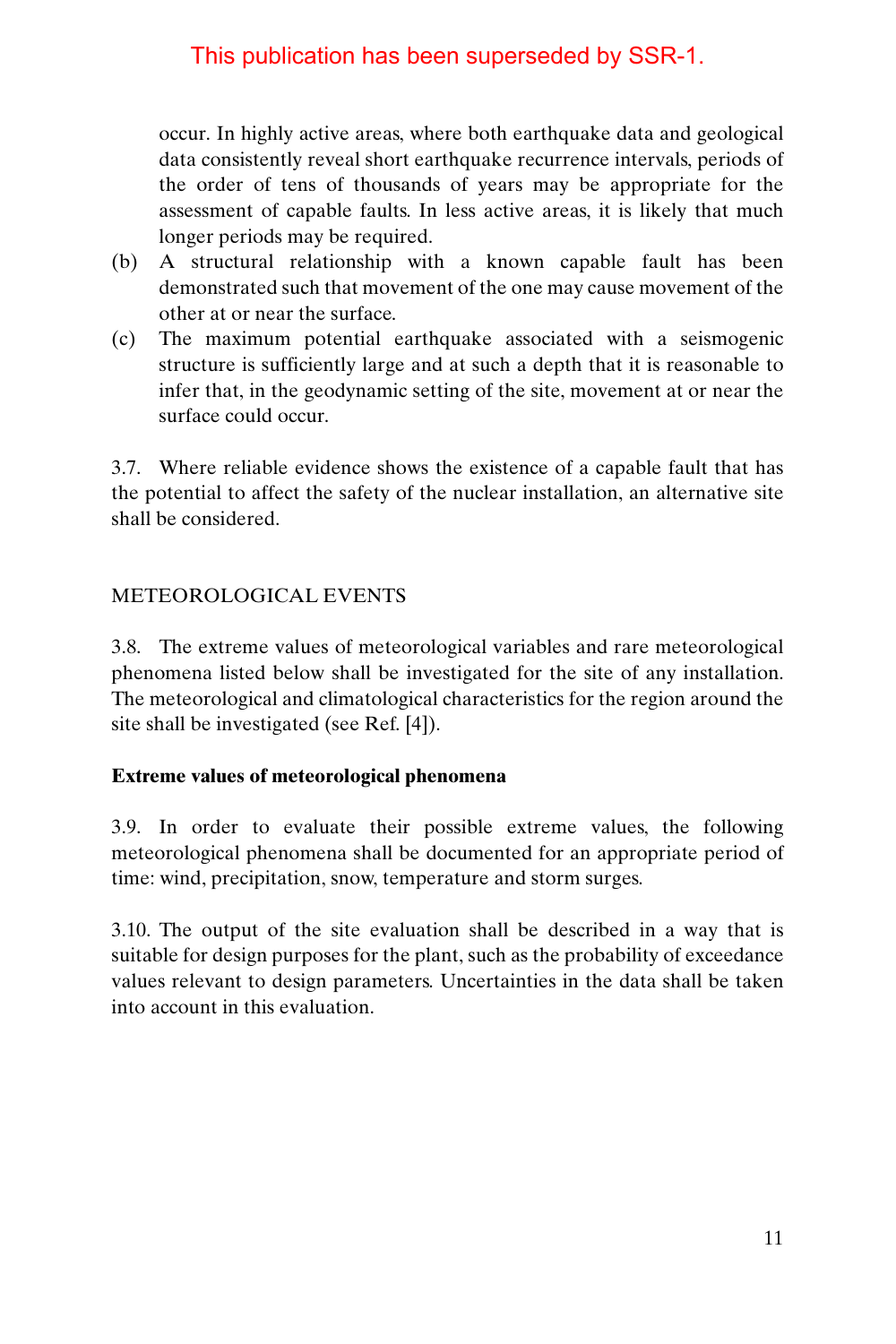This publication has been superseded by SSR-1.

occur. In highly active areas, where both earthquake data and geological data consistently reveal short earthquake recurrence intervals, periods of the order of tens of thousands of years may be appropriate for the assessment of capable faults. In less active areas, it is likely that much longer periods may be required.

(b) A structural relationship with a known capable fault has been demonstrated such that movement of the one may cause movement of the other at or near the surface.

(c) The maximum potential earthquake associated with a seismogenic structure is sufficiently large and at such a depth that it is reasonable to infer that, in the geodynamic setting of the site, movement at or near the surface could occur.

3.7. Where reliable evidence shows the existence of a capable fault that has the potential to affect the safety of the nuclear installation, an alternative site shall be considered.

## METEOROLOGICAL EVENTS

3.8. The extreme values of meteorological variables and rare meteorological phenomena listed below shall be investigated for the site of any installation. The meteorological and climatological characteristics for the region around the site shall be investigated (see Ref. [4]).

### Extreme values of meteorological phenomena

3.9. In order to evaluate their possible extreme values, the following meteorological phenomena shall be documented for an appropriate period of time: wind, precipitation, snow, temperature and storm surges.

3.10. The output of the site evaluation shall be described in a way that is suitable for design purposes for the plant, such as the probability of exceedance values relevant to design parameters. Uncertainties in the data shall be taken into account in this evaluation.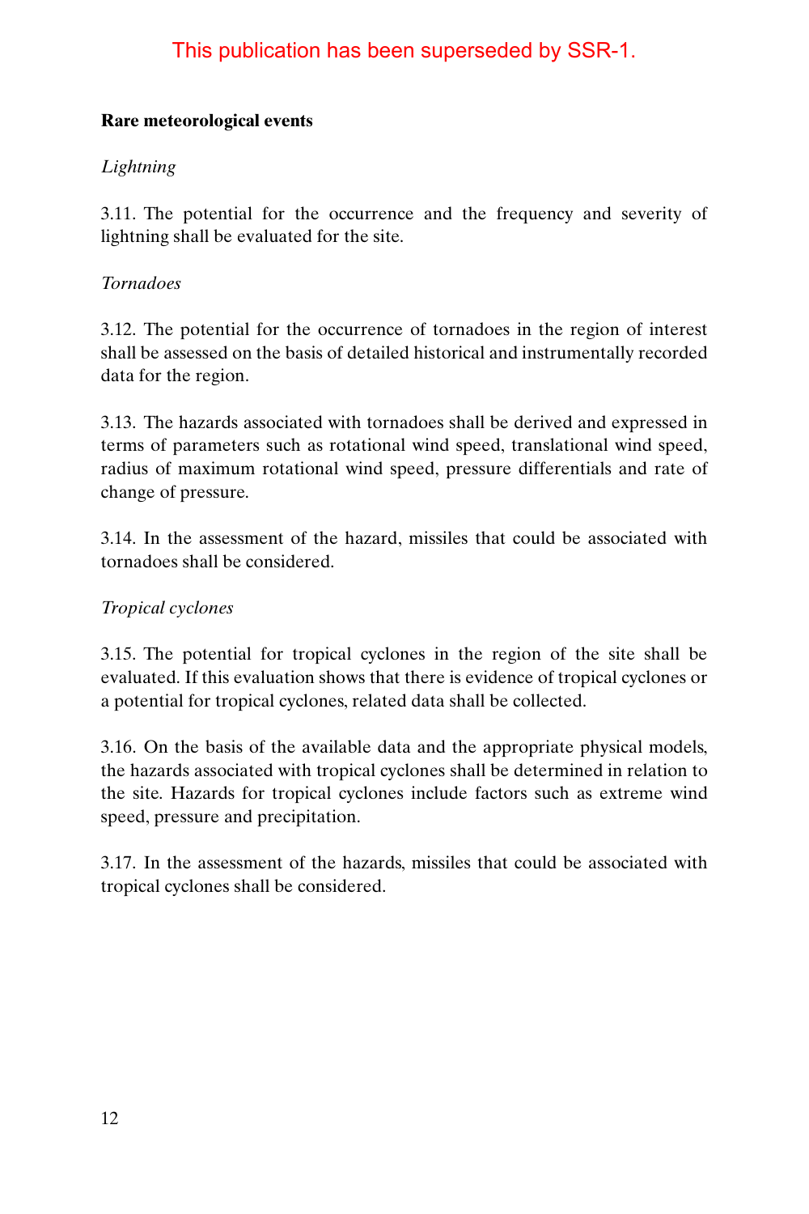This publication has been superseded by SSR-1.

### Rare meteorological events

*Lightning*

3.11. The potential for the occurrence and the frequency and severity of lightning shall be evaluated for the site.

*Tornadoes*

3.12. The potential for the occurrence of tornadoes in the region of interest shall be assessed on the basis of detailed historical and instrumentally recorded data for the region.

3.13. The hazards associated with tornadoes shall be derived and expressed in terms of parameters such as rotational wind speed, translational wind speed, radius of maximum rotational wind speed, pressure differentials and rate of change of pressure.

3.14. In the assessment of the hazard, missiles that could be associated with tornadoes shall be considered.

*Tropical cyclones*

3.15. The potential for tropical cyclones in the region of the site shall be evaluated. If this evaluation shows that there is evidence of tropical cyclones or a potential for tropical cyclones, related data shall be collected.

3.16. On the basis of the available data and the appropriate physical models, the hazards associated with tropical cyclones shall be determined in relation to the site. Hazards for tropical cyclones include factors such as extreme wind speed, pressure and precipitation.

3.17. In the assessment of the hazards, missiles that could be associated with tropical cyclones shall be considered.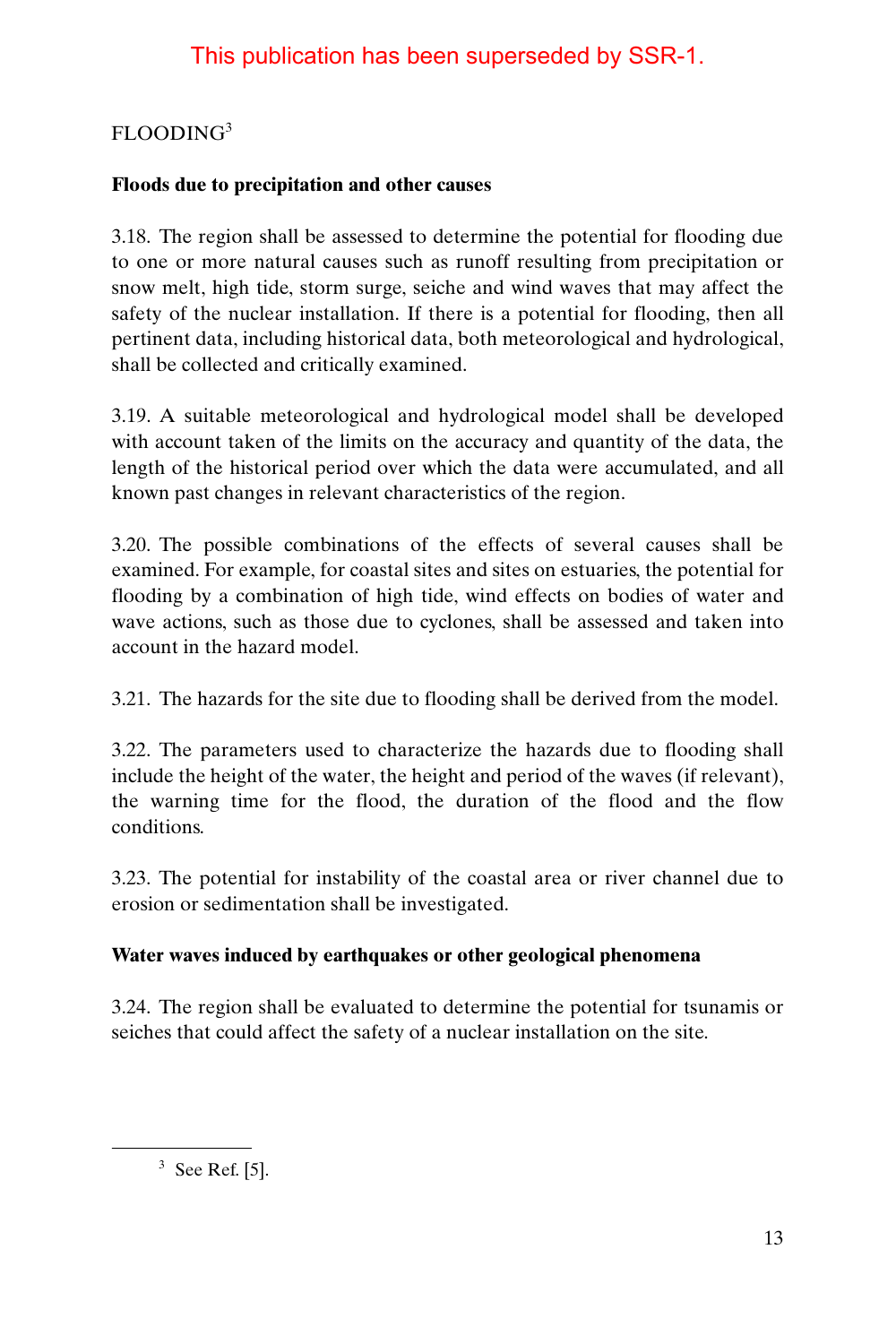This publication has been superseded by SSR-1.

## FLOODING[3]

### Floods due to precipitation and other causes

3.18. The region shall be assessed to determine the potential for flooding due to one or more natural causes such as runoff resulting from precipitation or snow melt, high tide, storm surge, seiche and wind waves that may affect the safety of the nuclear installation. If there is a potential for flooding, then all pertinent data, including historical data, both meteorological and hydrological, shall be collected and critically examined.

3.19. A suitable meteorological and hydrological model shall be developed with account taken of the limits on the accuracy and quantity of the data, the length of the historical period over which the data were accumulated, and all known past changes in relevant characteristics of the region.

3.20. The possible combinations of the effects of several causes shall be examined. For example, for coastal sites and sites on estuaries, the potential for flooding by a combination of high tide, wind effects on bodies of water and wave actions, such as those due to cyclones, shall be assessed and taken into account in the hazard model.

3.21. The hazards for the site due to flooding shall be derived from the model.

3.22. The parameters used to characterize the hazards due to flooding shall include the height of the water, the height and period of the waves (if relevant), the warning time for the flood, the duration of the flood and the flow conditions.

3.23. The potential for instability of the coastal area or river channel due to erosion or sedimentation shall be investigated.

### Water waves induced by earthquakes or other geological phenomena

3.24. The region shall be evaluated to determine the potential for tsunamis or seiches that could affect the safety of a nuclear installation on the site.

---

[3] See Ref. [5].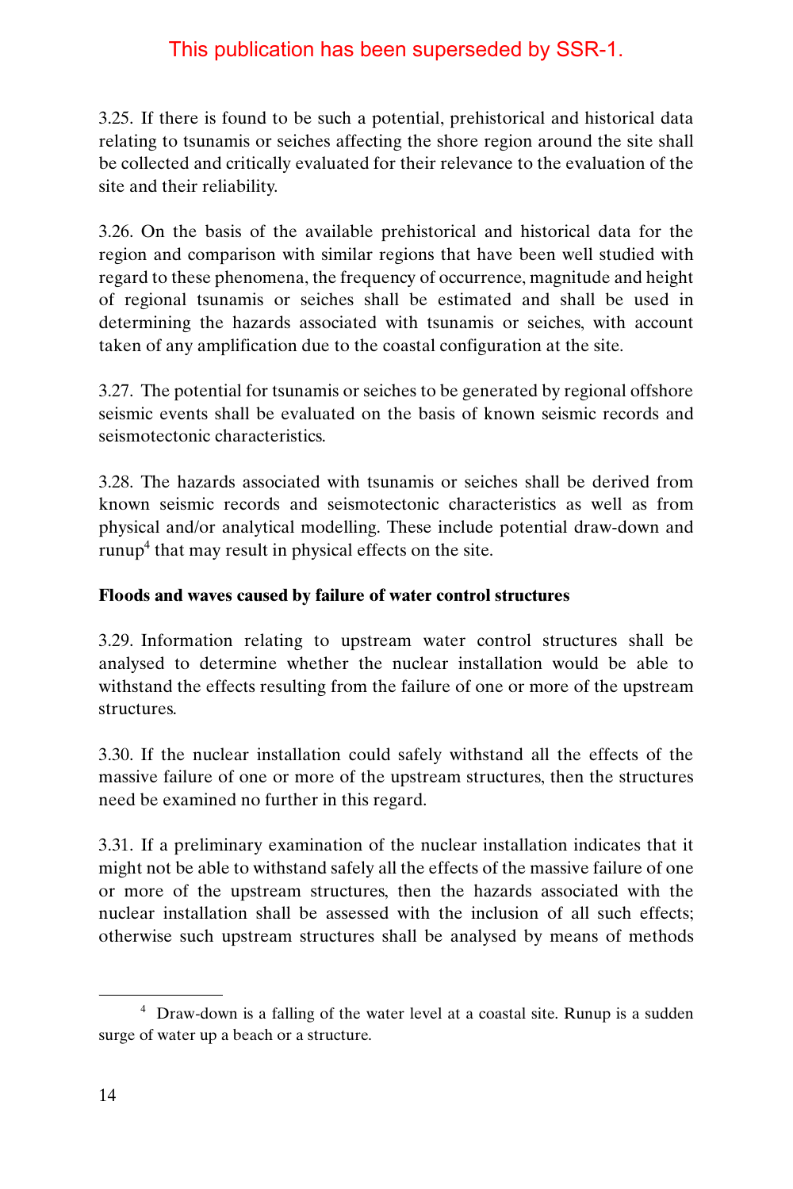This publication has been superseded by SSR-1.

3.25. If there is found to be such a potential, prehistorical and historical data relating to tsunamis or seiches affecting the shore region around the site shall be collected and critically evaluated for their relevance to the evaluation of the site and their reliability.

3.26. On the basis of the available prehistorical and historical data for the region and comparison with similar regions that have been well studied with regard to these phenomena, the frequency of occurrence, magnitude and height of regional tsunamis or seiches shall be estimated and shall be used in determining the hazards associated with tsunamis or seiches, with account taken of any amplification due to the coastal configuration at the site.

3.27. The potential for tsunamis or seiches to be generated by regional offshore seismic events shall be evaluated on the basis of known seismic records and seismotectonic characteristics.

3.28. The hazards associated with tsunamis or seiches shall be derived from known seismic records and seismotectonic characteristics as well as from physical and/or analytical modelling. These include potential draw-down and runup[4] that may result in physical effects on the site.

**Floods and waves caused by failure of water control structures**

3.29. Information relating to upstream water control structures shall be analysed to determine whether the nuclear installation would be able to withstand the effects resulting from the failure of one or more of the upstream structures.

3.30. If the nuclear installation could safely withstand all the effects of the massive failure of one or more of the upstream structures, then the structures need be examined no further in this regard.

3.31. If a preliminary examination of the nuclear installation indicates that it might not be able to withstand safely all the effects of the massive failure of one or more of the upstream structures, then the hazards associated with the nuclear installation shall be assessed with the inclusion of all such effects; otherwise such upstream structures shall be analysed by means of methods

[4] Draw-down is a falling of the water level at a coastal site. Runup is a sudden surge of water up a beach or a structure.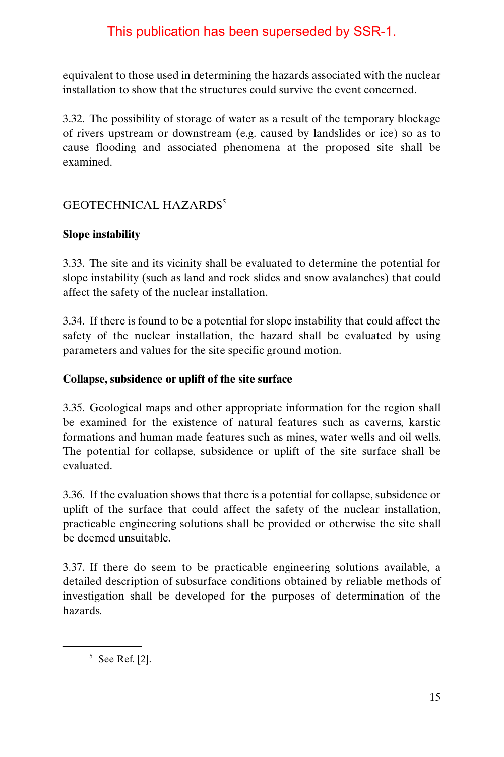This publication has been superseded by SSR-1.

equivalent to those used in determining the hazards associated with the nuclear installation to show that the structures could survive the event concerned.

3.32. The possibility of storage of water as a result of the temporary blockage of rivers upstream or downstream (e.g. caused by landslides or ice) so as to cause flooding and associated phenomena at the proposed site shall be examined.

## GEOTECHNICAL HAZARDS[5]

### Slope instability

3.33. The site and its vicinity shall be evaluated to determine the potential for slope instability (such as land and rock slides and snow avalanches) that could affect the safety of the nuclear installation.

3.34. If there is found to be a potential for slope instability that could affect the safety of the nuclear installation, the hazard shall be evaluated by using parameters and values for the site specific ground motion.

### Collapse, subsidence or uplift of the site surface

3.35. Geological maps and other appropriate information for the region shall be examined for the existence of natural features such as caverns, karstic formations and human made features such as mines, water wells and oil wells. The potential for collapse, subsidence or uplift of the site surface shall be evaluated.

3.36. If the evaluation shows that there is a potential for collapse, subsidence or uplift of the surface that could affect the safety of the nuclear installation, practicable engineering solutions shall be provided or otherwise the site shall be deemed unsuitable.

3.37. If there do seem to be practicable engineering solutions available, a detailed description of subsurface conditions obtained by reliable methods of investigation shall be developed for the purposes of determination of the hazards.

[5] See Ref. [2].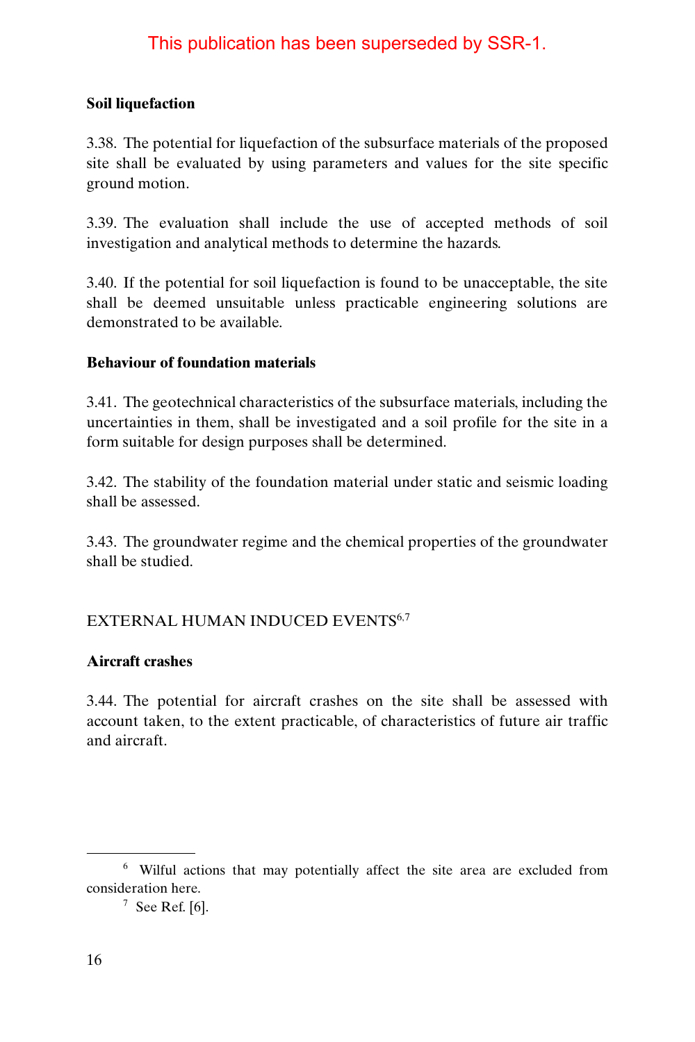This publication has been superseded by SSR-1.

### Soil liquefaction

3.38. The potential for liquefaction of the subsurface materials of the proposed site shall be evaluated by using parameters and values for the site specific ground motion.

3.39. The evaluation shall include the use of accepted methods of soil investigation and analytical methods to determine the hazards.

3.40. If the potential for soil liquefaction is found to be unacceptable, the site shall be deemed unsuitable unless practicable engineering solutions are demonstrated to be available.

### Behaviour of foundation materials

3.41. The geotechnical characteristics of the subsurface materials, including the uncertainties in them, shall be investigated and a soil profile for the site in a form suitable for design purposes shall be determined.

3.42. The stability of the foundation material under static and seismic loading shall be assessed.

3.43. The groundwater regime and the chemical properties of the groundwater shall be studied.

## EXTERNAL HUMAN INDUCED EVENTS[6,7]

### Aircraft crashes

3.44. The potential for aircraft crashes on the site shall be assessed with account taken, to the extent practicable, of characteristics of future air traffic and aircraft.

---

[6] Wilful actions that may potentially affect the site area are excluded from consideration here.

[7] See Ref. [6].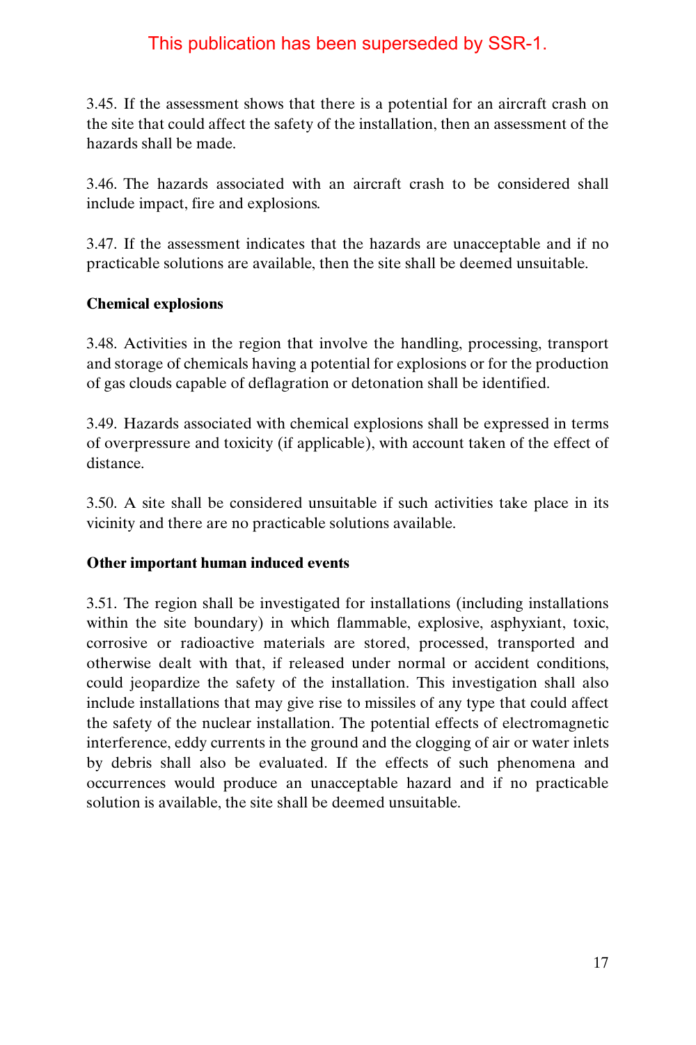This publication has been superseded by SSR-1.

3.45. If the assessment shows that there is a potential for an aircraft crash on the site that could affect the safety of the installation, then an assessment of the hazards shall be made.

3.46. The hazards associated with an aircraft crash to be considered shall include impact, fire and explosions.

3.47. If the assessment indicates that the hazards are unacceptable and if no practicable solutions are available, then the site shall be deemed unsuitable.

**Chemical explosions**

3.48. Activities in the region that involve the handling, processing, transport and storage of chemicals having a potential for explosions or for the production of gas clouds capable of deflagration or detonation shall be identified.

3.49. Hazards associated with chemical explosions shall be expressed in terms of overpressure and toxicity (if applicable), with account taken of the effect of distance.

3.50. A site shall be considered unsuitable if such activities take place in its vicinity and there are no practicable solutions available.

**Other important human induced events**

3.51. The region shall be investigated for installations (including installations within the site boundary) in which flammable, explosive, asphyxiant, toxic, corrosive or radioactive materials are stored, processed, transported and otherwise dealt with that, if released under normal or accident conditions, could jeopardize the safety of the installation. This investigation shall also include installations that may give rise to missiles of any type that could affect the safety of the nuclear installation. The potential effects of electromagnetic interference, eddy currents in the ground and the clogging of air or water inlets by debris shall also be evaluated. If the effects of such phenomena and occurrences would produce an unacceptable hazard and if no practicable solution is available, the site shall be deemed unsuitable.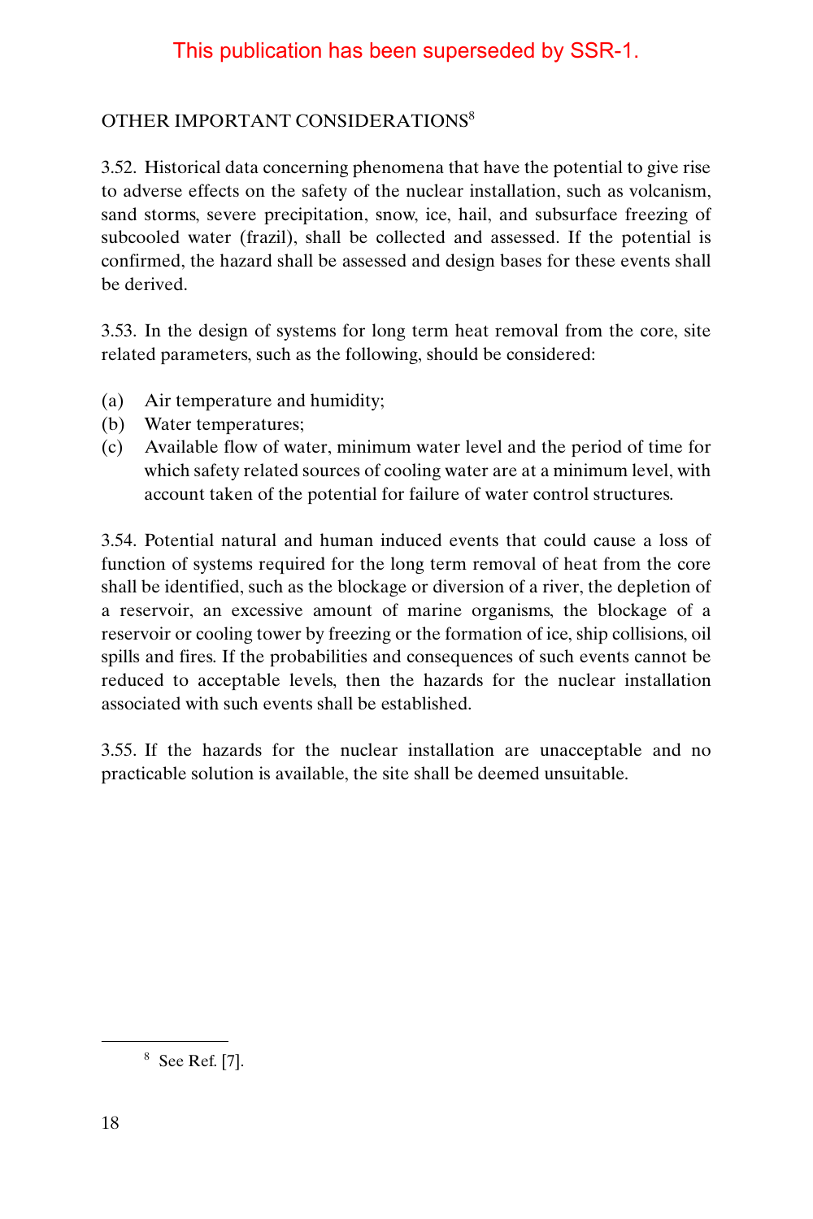This publication has been superseded by SSR-1.

## OTHER IMPORTANT CONSIDERATIONS[8]

3.52. Historical data concerning phenomena that have the potential to give rise to adverse effects on the safety of the nuclear installation, such as volcanism, sand storms, severe precipitation, snow, ice, hail, and subsurface freezing of subcooled water (frazil), shall be collected and assessed. If the potential is confirmed, the hazard shall be assessed and design bases for these events shall be derived.

3.53. In the design of systems for long term heat removal from the core, site related parameters, such as the following, should be considered:

(a) Air temperature and humidity;
(b) Water temperatures;
(c) Available flow of water, minimum water level and the period of time for which safety related sources of cooling water are at a minimum level, with account taken of the potential for failure of water control structures.

3.54. Potential natural and human induced events that could cause a loss of function of systems required for the long term removal of heat from the core shall be identified, such as the blockage or diversion of a river, the depletion of a reservoir, an excessive amount of marine organisms, the blockage of a reservoir or cooling tower by freezing or the formation of ice, ship collisions, oil spills and fires. If the probabilities and consequences of such events cannot be reduced to acceptable levels, then the hazards for the nuclear installation associated with such events shall be established.

3.55. If the hazards for the nuclear installation are unacceptable and no practicable solution is available, the site shall be deemed unsuitable.

---

[8] See Ref. [7].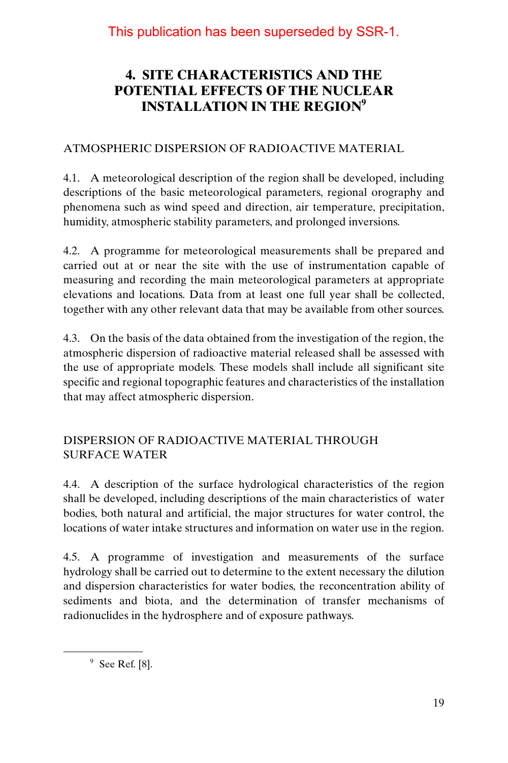This publication has been superseded by SSR-1.

# 4. SITE CHARACTERISTICS AND THE POTENTIAL EFFECTS OF THE NUCLEAR INSTALLATION IN THE REGION[9]

## ATMOSPHERIC DISPERSION OF RADIOACTIVE MATERIAL

4.1. A meteorological description of the region shall be developed, including descriptions of the basic meteorological parameters, regional orography and phenomena such as wind speed and direction, air temperature, precipitation, humidity, atmospheric stability parameters, and prolonged inversions.

4.2. A programme for meteorological measurements shall be prepared and carried out at or near the site with the use of instrumentation capable of measuring and recording the main meteorological parameters at appropriate elevations and locations. Data from at least one full year shall be collected, together with any other relevant data that may be available from other sources.

4.3. On the basis of the data obtained from the investigation of the region, the atmospheric dispersion of radioactive material released shall be assessed with the use of appropriate models. These models shall include all significant site specific and regional topographic features and characteristics of the installation that may affect atmospheric dispersion.

## DISPERSION OF RADIOACTIVE MATERIAL THROUGH SURFACE WATER

4.4. A description of the surface hydrological characteristics of the region shall be developed, including descriptions of the main characteristics of water bodies, both natural and artificial, the major structures for water control, the locations of water intake structures and information on water use in the region.

4.5. A programme of investigation and measurements of the surface hydrology shall be carried out to determine to the extent necessary the dilution and dispersion characteristics for water bodies, the reconcentration ability of sediments and biota, and the determination of transfer mechanisms of radionuclides in the hydrosphere and of exposure pathways.

---

[9] See Ref. [8].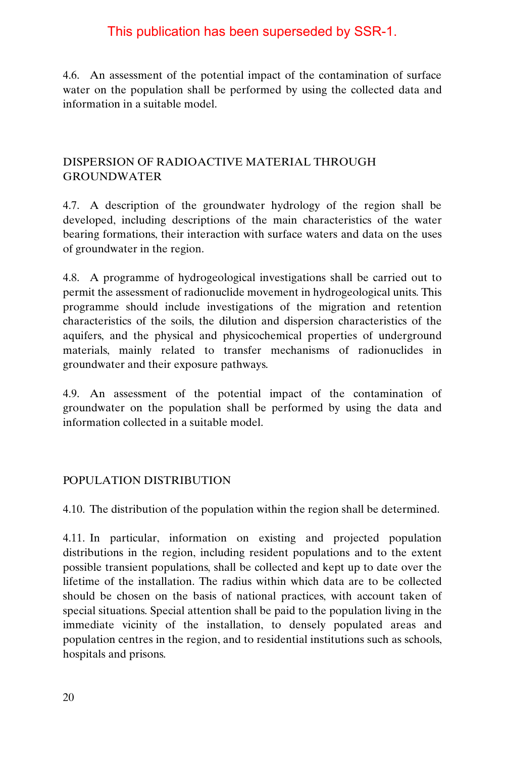This publication has been superseded by SSR-1.

4.6. An assessment of the potential impact of the contamination of surface water on the population shall be performed by using the collected data and information in a suitable model.

## DISPERSION OF RADIOACTIVE MATERIAL THROUGH GROUNDWATER

4.7. A description of the groundwater hydrology of the region shall be developed, including descriptions of the main characteristics of the water bearing formations, their interaction with surface waters and data on the uses of groundwater in the region.

4.8. A programme of hydrogeological investigations shall be carried out to permit the assessment of radionuclide movement in hydrogeological units. This programme should include investigations of the migration and retention characteristics of the soils, the dilution and dispersion characteristics of the aquifers, and the physical and physicochemical properties of underground materials, mainly related to transfer mechanisms of radionuclides in groundwater and their exposure pathways.

4.9. An assessment of the potential impact of the contamination of groundwater on the population shall be performed by using the data and information collected in a suitable model.

## POPULATION DISTRIBUTION

4.10. The distribution of the population within the region shall be determined.

4.11. In particular, information on existing and projected population distributions in the region, including resident populations and to the extent possible transient populations, shall be collected and kept up to date over the lifetime of the installation. The radius within which data are to be collected should be chosen on the basis of national practices, with account taken of special situations. Special attention shall be paid to the population living in the immediate vicinity of the installation, to densely populated areas and population centres in the region, and to residential institutions such as schools, hospitals and prisons.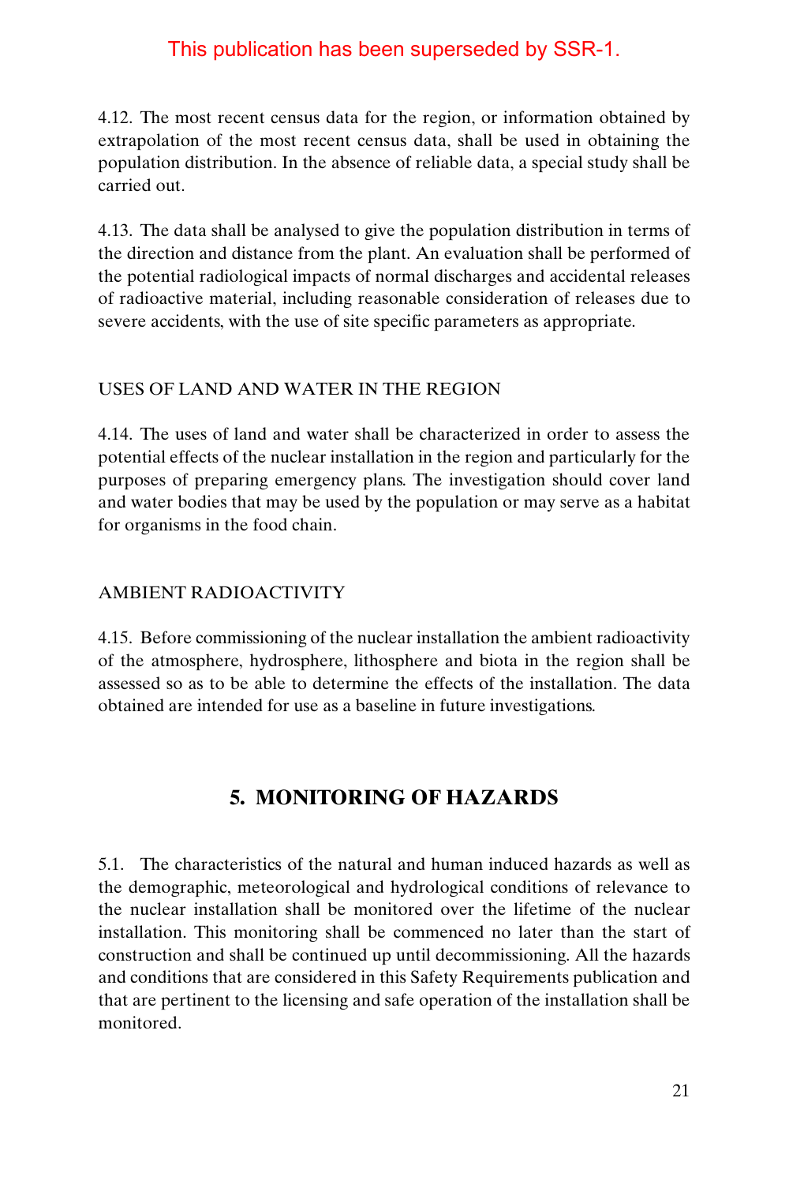This publication has been superseded by SSR-1.

4.12. The most recent census data for the region, or information obtained by extrapolation of the most recent census data, shall be used in obtaining the population distribution. In the absence of reliable data, a special study shall be carried out.

4.13. The data shall be analysed to give the population distribution in terms of the direction and distance from the plant. An evaluation shall be performed of the potential radiological impacts of normal discharges and accidental releases of radioactive material, including reasonable consideration of releases due to severe accidents, with the use of site specific parameters as appropriate.

### USES OF LAND AND WATER IN THE REGION

4.14. The uses of land and water shall be characterized in order to assess the potential effects of the nuclear installation in the region and particularly for the purposes of preparing emergency plans. The investigation should cover land and water bodies that may be used by the population or may serve as a habitat for organisms in the food chain.

### AMBIENT RADIOACTIVITY

4.15. Before commissioning of the nuclear installation the ambient radioactivity of the atmosphere, hydrosphere, lithosphere and biota in the region shall be assessed so as to be able to determine the effects of the installation. The data obtained are intended for use as a baseline in future investigations.

## 5. MONITORING OF HAZARDS

5.1. The characteristics of the natural and human induced hazards as well as the demographic, meteorological and hydrological conditions of relevance to the nuclear installation shall be monitored over the lifetime of the nuclear installation. This monitoring shall be commenced no later than the start of construction and shall be continued up until decommissioning. All the hazards and conditions that are considered in this Safety Requirements publication and that are pertinent to the licensing and safe operation of the installation shall be monitored.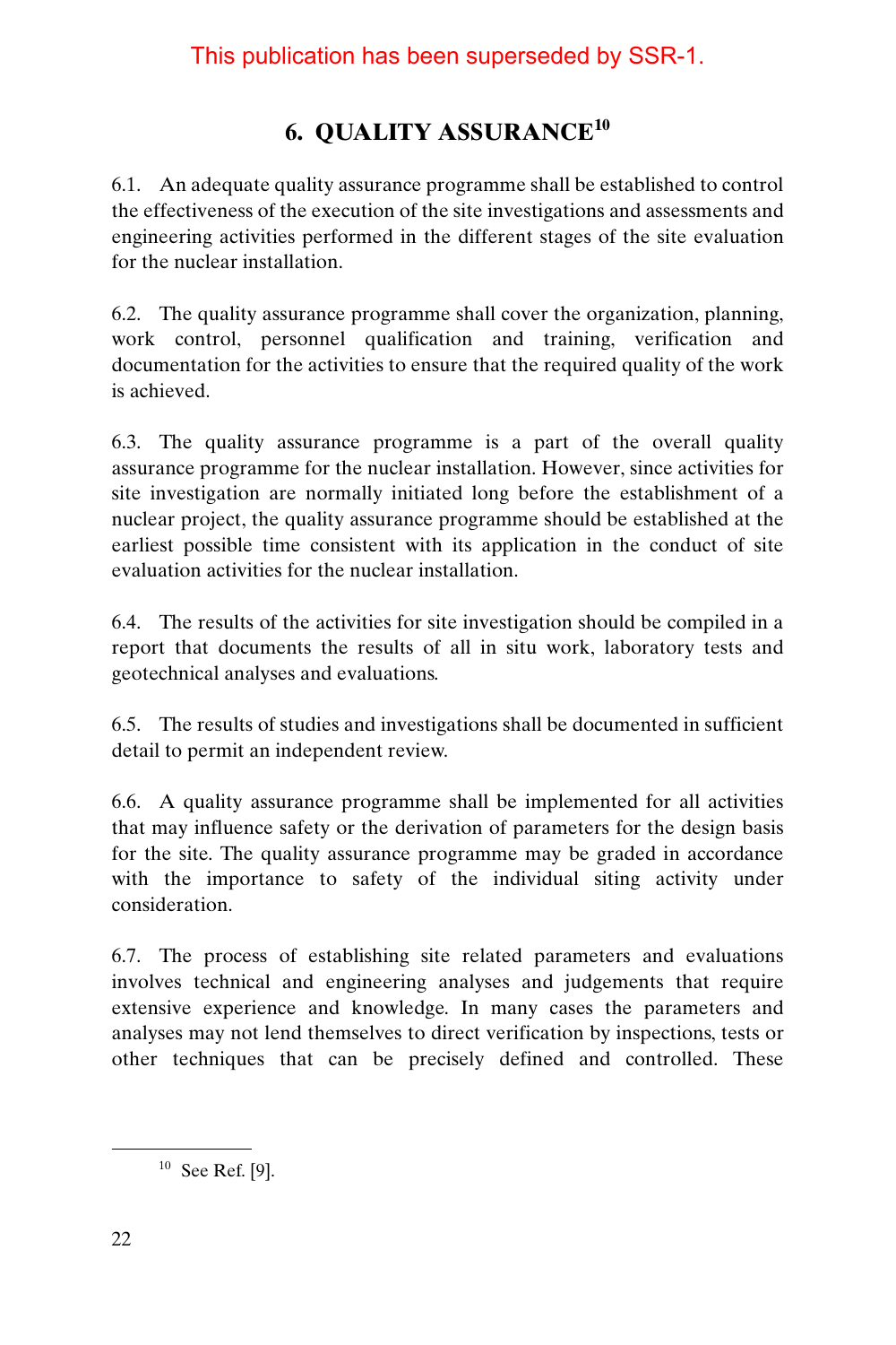This publication has been superseded by SSR-1.

## 6. QUALITY ASSURANCE[10]

6.1. An adequate quality assurance programme shall be established to control the effectiveness of the execution of the site investigations and assessments and engineering activities performed in the different stages of the site evaluation for the nuclear installation.

6.2. The quality assurance programme shall cover the organization, planning, work control, personnel qualification and training, verification and documentation for the activities to ensure that the required quality of the work is achieved.

6.3. The quality assurance programme is a part of the overall quality assurance programme for the nuclear installation. However, since activities for site investigation are normally initiated long before the establishment of a nuclear project, the quality assurance programme should be established at the earliest possible time consistent with its application in the conduct of site evaluation activities for the nuclear installation.

6.4. The results of the activities for site investigation should be compiled in a report that documents the results of all in situ work, laboratory tests and geotechnical analyses and evaluations.

6.5. The results of studies and investigations shall be documented in sufficient detail to permit an independent review.

6.6. A quality assurance programme shall be implemented for all activities that may influence safety or the derivation of parameters for the design basis for the site. The quality assurance programme may be graded in accordance with the importance to safety of the individual siting activity under consideration.

6.7. The process of establishing site related parameters and evaluations involves technical and engineering analyses and judgements that require extensive experience and knowledge. In many cases the parameters and analyses may not lend themselves to direct verification by inspections, tests or other techniques that can be precisely defined and controlled. These

---

[10] See Ref. [9].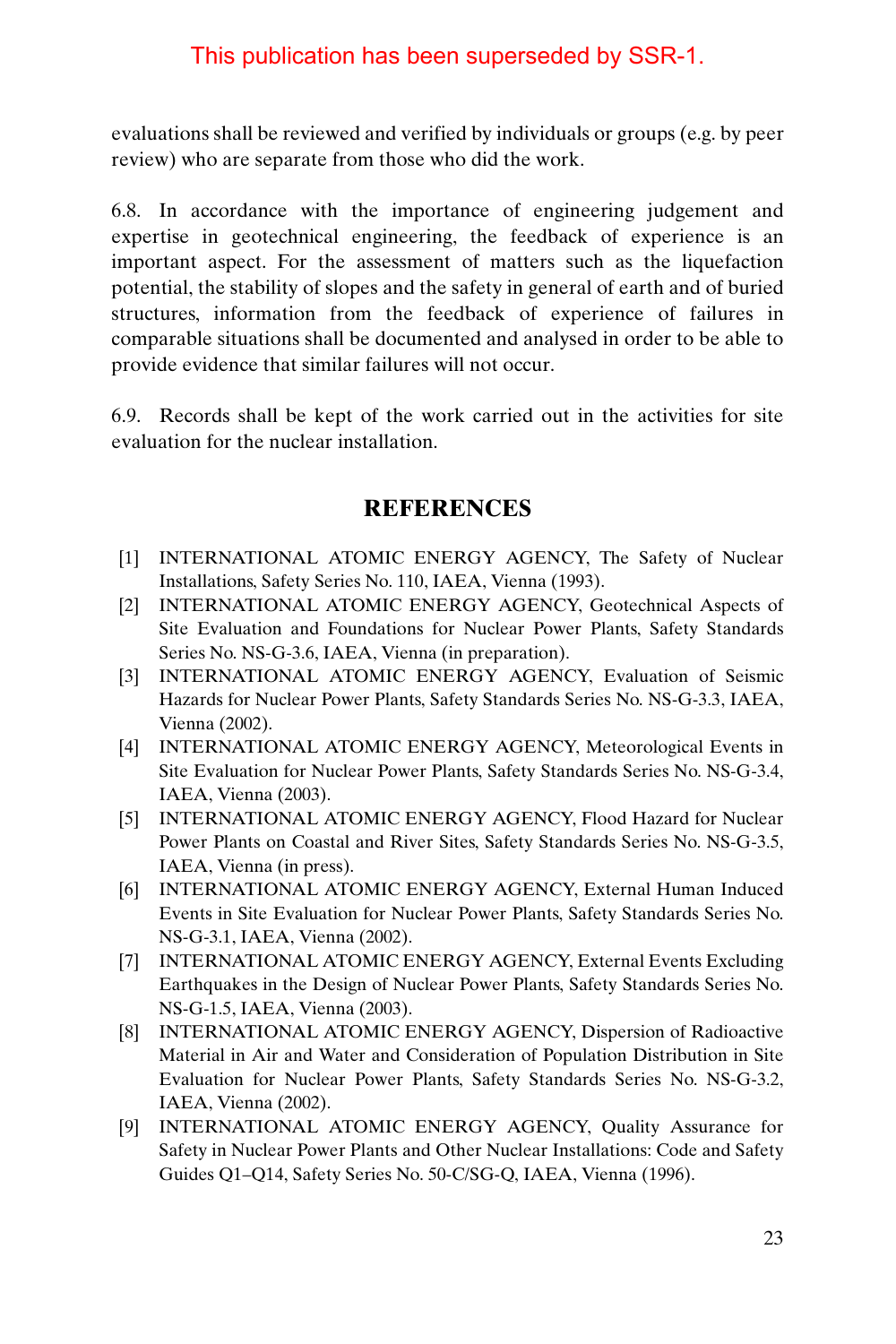This publication has been superseded by SSR-1.

evaluations shall be reviewed and verified by individuals or groups (e.g. by peer review) who are separate from those who did the work.

6.8. In accordance with the importance of engineering judgement and expertise in geotechnical engineering, the feedback of experience is an important aspect. For the assessment of matters such as the liquefaction potential, the stability of slopes and the safety in general of earth and of buried structures, information from the feedback of experience of failures in comparable situations shall be documented and analysed in order to be able to provide evidence that similar failures will not occur.

6.9. Records shall be kept of the work carried out in the activities for site evaluation for the nuclear installation.

## REFERENCES

[1] INTERNATIONAL ATOMIC ENERGY AGENCY, The Safety of Nuclear Installations, Safety Series No. 110, IAEA, Vienna (1993).

[2] INTERNATIONAL ATOMIC ENERGY AGENCY, Geotechnical Aspects of Site Evaluation and Foundations for Nuclear Power Plants, Safety Standards Series No. NS-G-3.6, IAEA, Vienna (in preparation).

[3] INTERNATIONAL ATOMIC ENERGY AGENCY, Evaluation of Seismic Hazards for Nuclear Power Plants, Safety Standards Series No. NS-G-3.3, IAEA, Vienna (2002).

[4] INTERNATIONAL ATOMIC ENERGY AGENCY, Meteorological Events in Site Evaluation for Nuclear Power Plants, Safety Standards Series No. NS-G-3.4, IAEA, Vienna (2003).

[5] INTERNATIONAL ATOMIC ENERGY AGENCY, Flood Hazard for Nuclear Power Plants on Coastal and River Sites, Safety Standards Series No. NS-G-3.5, IAEA, Vienna (in press).

[6] INTERNATIONAL ATOMIC ENERGY AGENCY, External Human Induced Events in Site Evaluation for Nuclear Power Plants, Safety Standards Series No. NS-G-3.1, IAEA, Vienna (2002).

[7] INTERNATIONAL ATOMIC ENERGY AGENCY, External Events Excluding Earthquakes in the Design of Nuclear Power Plants, Safety Standards Series No. NS-G-1.5, IAEA, Vienna (2003).

[8] INTERNATIONAL ATOMIC ENERGY AGENCY, Dispersion of Radioactive Material in Air and Water and Consideration of Population Distribution in Site Evaluation for Nuclear Power Plants, Safety Standards Series No. NS-G-3.2, IAEA, Vienna (2002).

[9] INTERNATIONAL ATOMIC ENERGY AGENCY, Quality Assurance for Safety in Nuclear Power Plants and Other Nuclear Installations: Code and Safety Guides Q1–Q14, Safety Series No. 50-C/SG-Q, IAEA, Vienna (1996).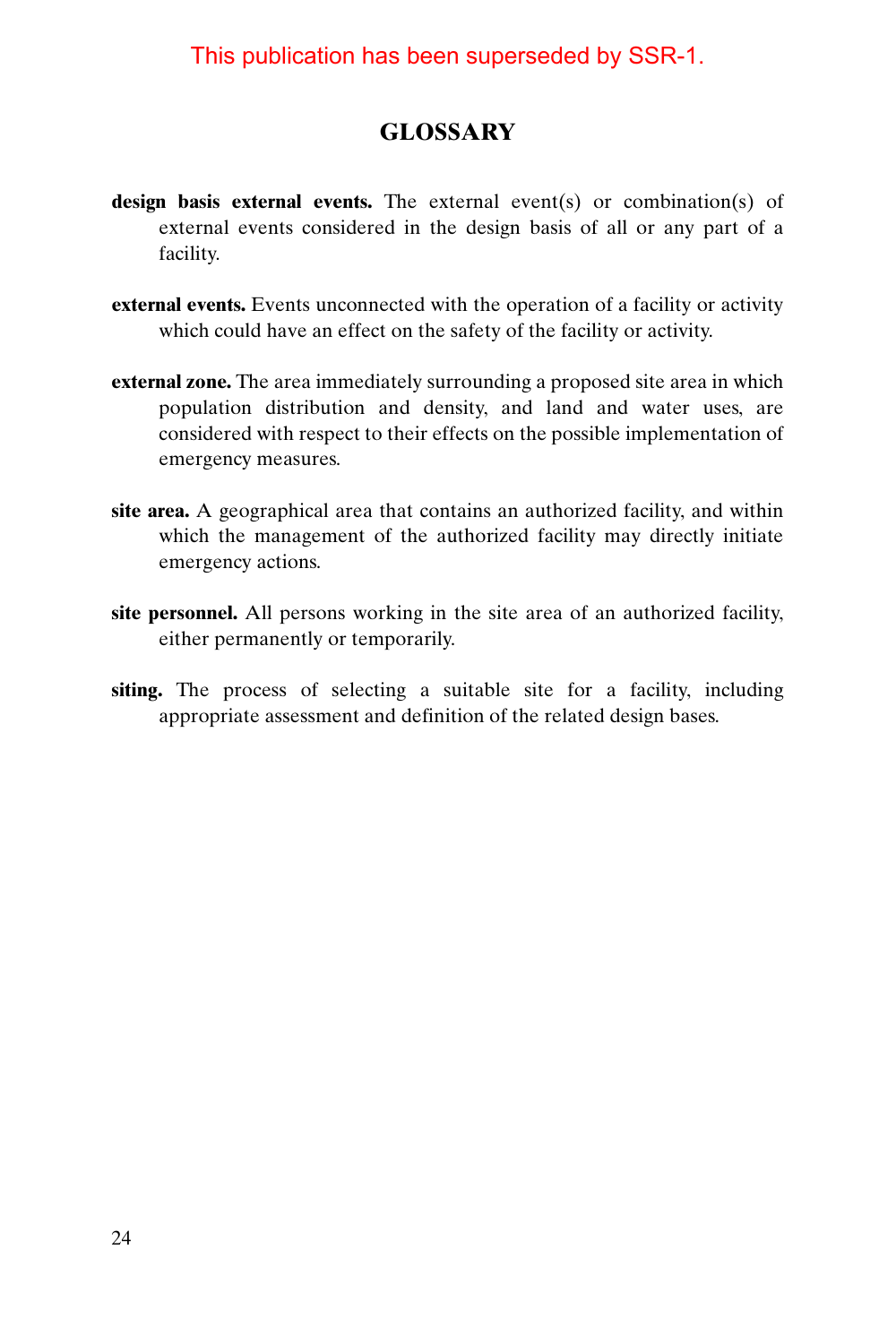This publication has been superseded by SSR-1.

# GLOSSARY

**design basis external events.** The external event(s) or combination(s) of external events considered in the design basis of all or any part of a facility.

**external events.** Events unconnected with the operation of a facility or activity which could have an effect on the safety of the facility or activity.

**external zone.** The area immediately surrounding a proposed site area in which population distribution and density, and land and water uses, are considered with respect to their effects on the possible implementation of emergency measures.

**site area.** A geographical area that contains an authorized facility, and within which the management of the authorized facility may directly initiate emergency actions.

**site personnel.** All persons working in the site area of an authorized facility, either permanently or temporarily.

**siting.** The process of selecting a suitable site for a facility, including appropriate assessment and definition of the related design bases.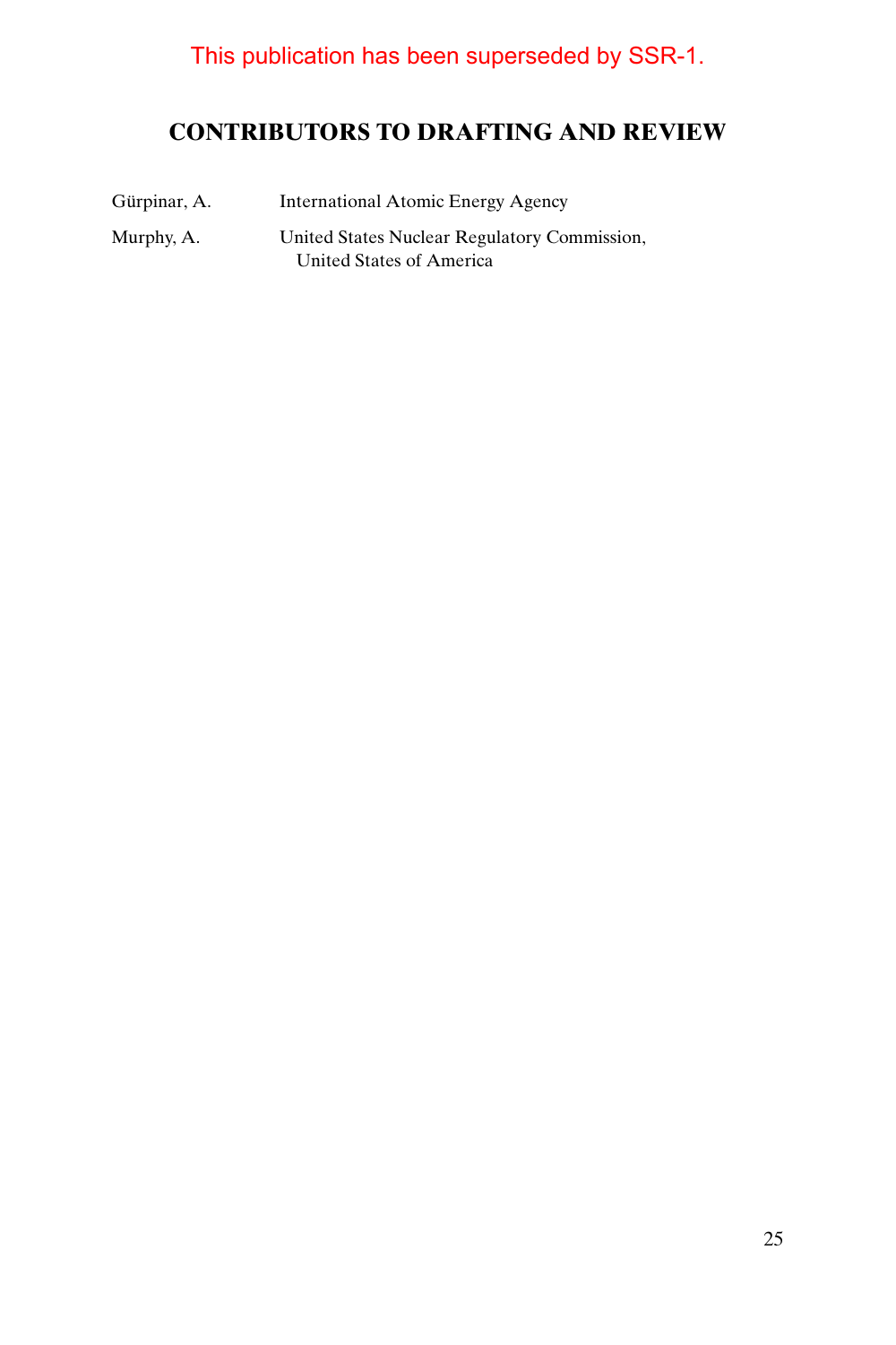This publication has been superseded by SSR-1.

## CONTRIBUTORS TO DRAFTING AND REVIEW

| | |
|---|---|
| Gürpinar, A. | International Atomic Energy Agency |
| Murphy, A. | United States Nuclear Regulatory Commission, United States of America |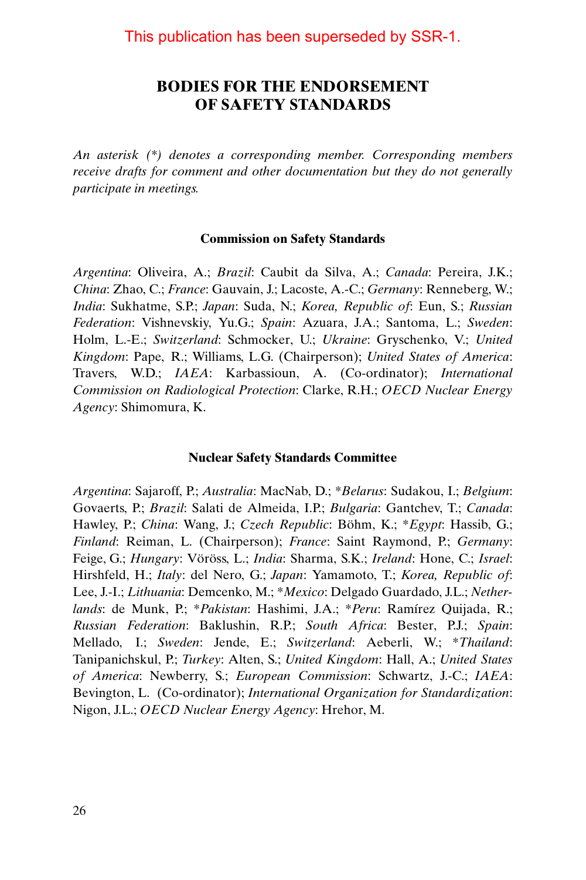This publication has been superseded by SSR-1.

## BODIES FOR THE ENDORSEMENT OF SAFETY STANDARDS

*An asterisk (*) denotes a corresponding member. Corresponding members receive drafts for comment and other documentation but they do not generally participate in meetings.*

### Commission on Safety Standards

*Argentina*: Oliveira, A.; *Brazil*: Caubit da Silva, A.; *Canada*: Pereira, J.K.; *China*: Zhao, C.; *France*: Gauvain, J.; Lacoste, A.-C.; *Germany*: Renneberg, W.; *India*: Sukhatme, S.P.; *Japan*: Suda, N.; *Korea, Republic of*: Eun, S.; *Russian Federation*: Vishnevskiy, Yu.G.; *Spain*: Azuara, J.A.; Santoma, L.; *Sweden*: Holm, L.-E.; *Switzerland*: Schmocker, U.; *Ukraine*: Gryschenko, V.; *United Kingdom*: Pape, R.; Williams, L.G. (Chairperson); *United States of America*: Travers, W.D.; *IAEA*: Karbassioun, A. (Co-ordinator); *International Commission on Radiological Protection*: Clarke, R.H.; *OECD Nuclear Energy Agency*: Shimomura, K.

### Nuclear Safety Standards Committee

*Argentina*: Sajaroff, P.; *Australia*: MacNab, D.; **Belarus*: Sudakou, I.; *Belgium*: Govaerts, P.; *Brazil*: Salati de Almeida, I.P.; *Bulgaria*: Gantchev, T.; *Canada*: Hawley, P.; *China*: Wang, J.; *Czech Republic*: Böhm, K.; **Egypt*: Hassib, G.; *Finland*: Reiman, L. (Chairperson); *France*: Saint Raymond, P.; *Germany*: Feige, G.; *Hungary*: Vöröss, L.; *India*: Sharma, S.K.; *Ireland*: Hone, C.; *Israel*: Hirshfeld, H.; *Italy*: del Nero, G.; *Japan*: Yamamoto, T.; *Korea, Republic of*: Lee, J.-I.; *Lithuania*: Demcenko, M.; **Mexico*: Delgado Guardado, J.L.; *Netherlands*: de Munk, P.; **Pakistan*: Hashimi, J.A.; **Peru*: Ramírez Quijada, R.; *Russian Federation*: Baklushin, R.P.; *South Africa*: Bester, P.J.; *Spain*: Mellado, I.; *Sweden*: Jende, E.; *Switzerland*: Aeberli, W.; **Thailand*: Tanipanichskul, P.; *Turkey*: Alten, S.; *United Kingdom*: Hall, A.; *United States of America*: Newberry, S.; *European Commission*: Schwartz, J.-C.; *IAEA*: Bevington, L. (Co-ordinator); *International Organization for Standardization*: Nigon, J.L.; *OECD Nuclear Energy Agency*: Hrehor, M.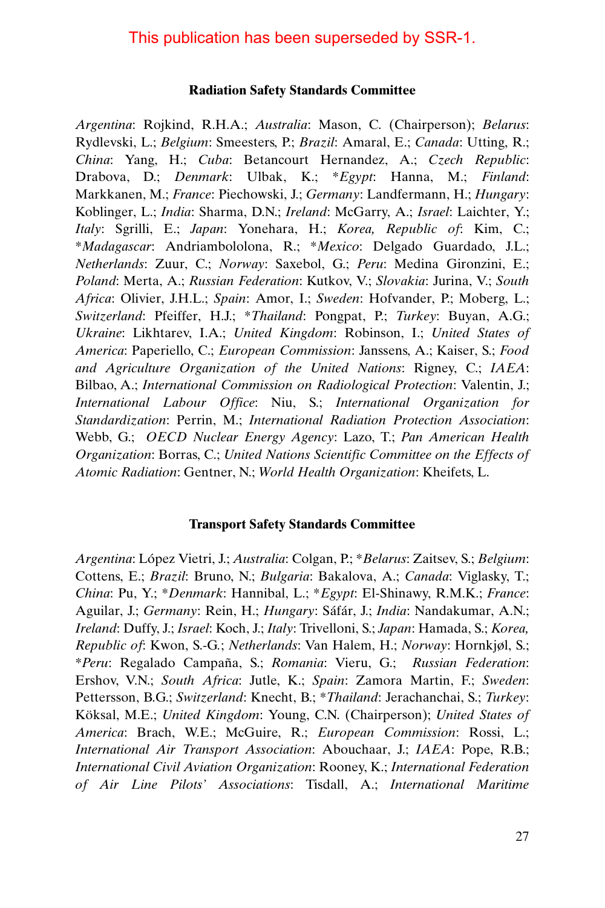This publication has been superseded by SSR-1.

### Radiation Safety Standards Committee

*Argentina*: Rojkind, R.H.A.; *Australia*: Mason, C. (Chairperson); *Belarus*: Rydlevski, L.; *Belgium*: Smeesters, P.; *Brazil*: Amaral, E.; *Canada*: Utting, R.; *China*: Yang, H.; *Cuba*: Betancourt Hernandez, A.; *Czech Republic*: Drabova, D.; *Denmark*: Ulbak, K.; **Egypt*: Hanna, M.; *Finland*: Markkanen, M.; *France*: Piechowski, J.; *Germany*: Landfermann, H.; *Hungary*: Koblinger, L.; *India*: Sharma, D.N.; *Ireland*: McGarry, A.; *Israel*: Laichter, Y.; *Italy*: Sgrilli, E.; *Japan*: Yonehara, H.; *Korea, Republic of*: Kim, C.; **Madagascar*: Andriambololona, R.; **Mexico*: Delgado Guardado, J.L.; *Netherlands*: Zuur, C.; *Norway*: Saxebol, G.; *Peru*: Medina Gironzini, E.; *Poland*: Merta, A.; *Russian Federation*: Kutkov, V.; *Slovakia*: Jurina, V.; *South Africa*: Olivier, J.H.L.; *Spain*: Amor, I.; *Sweden*: Hofvander, P.; Moberg, L.; *Switzerland*: Pfeiffer, H.J.; **Thailand*: Pongpat, P.; *Turkey*: Buyan, A.G.; *Ukraine*: Likhtarev, I.A.; *United Kingdom*: Robinson, I.; *United States of America*: Paperiello, C.; *European Commission*: Janssens, A.; Kaiser, S.; *Food and Agriculture Organization of the United Nations*: Rigney, C.; *IAEA*: Bilbao, A.; *International Commission on Radiological Protection*: Valentin, J.; *International Labour Office*: Niu, S.; *International Organization for Standardization*: Perrin, M.; *International Radiation Protection Association*: Webb, G.; *OECD Nuclear Energy Agency*: Lazo, T.; *Pan American Health Organization*: Borras, C.; *United Nations Scientific Committee on the Effects of Atomic Radiation*: Gentner, N.; *World Health Organization*: Kheifets, L.

### Transport Safety Standards Committee

*Argentina*: López Vietri, J.; *Australia*: Colgan, P.; **Belarus*: Zaitsev, S.; *Belgium*: Cottens, E.; *Brazil*: Bruno, N.; *Bulgaria*: Bakalova, A.; *Canada*: Viglasky, T.; *China*: Pu, Y.; **Denmark*: Hannibal, L.; **Egypt*: El-Shinawy, R.M.K.; *France*: Aguilar, J.; *Germany*: Rein, H.; *Hungary*: Sáfár, J.; *India*: Nandakumar, A.N.; *Ireland*: Duffy, J.; *Israel*: Koch, J.; *Italy*: Trivelloni, S.; *Japan*: Hamada, S.; *Korea, Republic of*: Kwon, S.-G.; *Netherlands*: Van Halem, H.; *Norway*: Hornkjøl, S.; **Peru*: Regalado Campaña, S.; *Romania*: Vieru, G.; *Russian Federation*: Ershov, V.N.; *South Africa*: Jutle, K.; *Spain*: Zamora Martin, F.; *Sweden*: Pettersson, B.G.; *Switzerland*: Knecht, B.; **Thailand*: Jerachanchai, S.; *Turkey*: Köksal, M.E.; *United Kingdom*: Young, C.N. (Chairperson); *United States of America*: Brach, W.E.; McGuire, R.; *European Commission*: Rossi, L.; *International Air Transport Association*: Abouchaar, J.; *IAEA*: Pope, R.B.; *International Civil Aviation Organization*: Rooney, K.; *International Federation of Air Line Pilots' Associations*: Tisdall, A.; *International Maritime*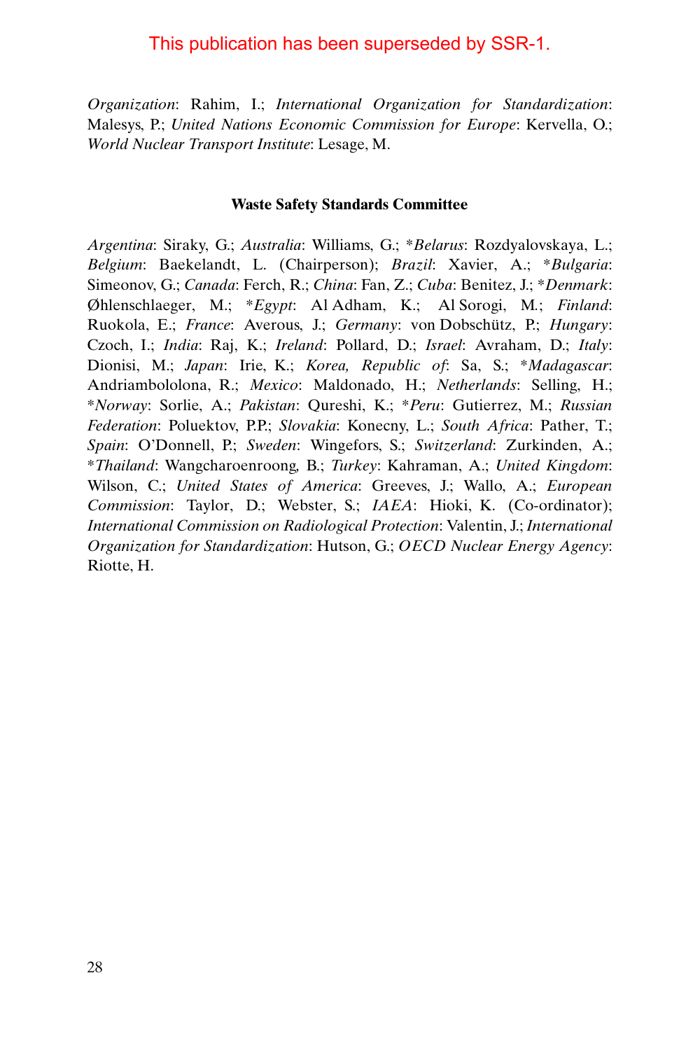This publication has been superseded by SSR-1.

*Organization*: Rahim, I.; *International Organization for Standardization*: Malesys, P.; *United Nations Economic Commission for Europe*: Kervella, O.; *World Nuclear Transport Institute*: Lesage, M.

**Waste Safety Standards Committee**

*Argentina*: Siraky, G.; *Australia*: Williams, G.; \**Belarus*: Rozdyalovskaya, L.; *Belgium*: Baekelandt, L. (Chairperson); *Brazil*: Xavier, A.; \**Bulgaria*: Simeonov, G.; *Canada*: Ferch, R.; *China*: Fan, Z.; *Cuba*: Benitez, J.; \**Denmark*: Øhlenschlaeger, M.; \**Egypt*: Al Adham, K.; Al Sorogi, M.; *Finland*: Ruokola, E.; *France*: Averous, J.; *Germany*: von Dobschütz, P.; *Hungary*: Czoch, I.; *India*: Raj, K.; *Ireland*: Pollard, D.; *Israel*: Avraham, D.; *Italy*: Dionisi, M.; *Japan*: Irie, K.; *Korea, Republic of*: Sa, S.; \**Madagascar*: Andriambololona, R.; *Mexico*: Maldonado, H.; *Netherlands*: Selling, H.; \**Norway*: Sorlie, A.; *Pakistan*: Qureshi, K.; \**Peru*: Gutierrez, M.; *Russian Federation*: Poluektov, P.P.; *Slovakia*: Konecny, L.; *South Africa*: Pather, T.; *Spain*: O'Donnell, P.; *Sweden*: Wingefors, S.; *Switzerland*: Zurkinden, A.; \**Thailand*: Wangcharoenroong, B.; *Turkey*: Kahraman, A.; *United Kingdom*: Wilson, C.; *United States of America*: Greeves, J.; Wallo, A.; *European Commission*: Taylor, D.; Webster, S.; *IAEA*: Hioki, K. (Co-ordinator); *International Commission on Radiological Protection*: Valentin, J.; *International Organization for Standardization*: Hutson, G.; *OECD Nuclear Energy Agency*: Riotte, H.